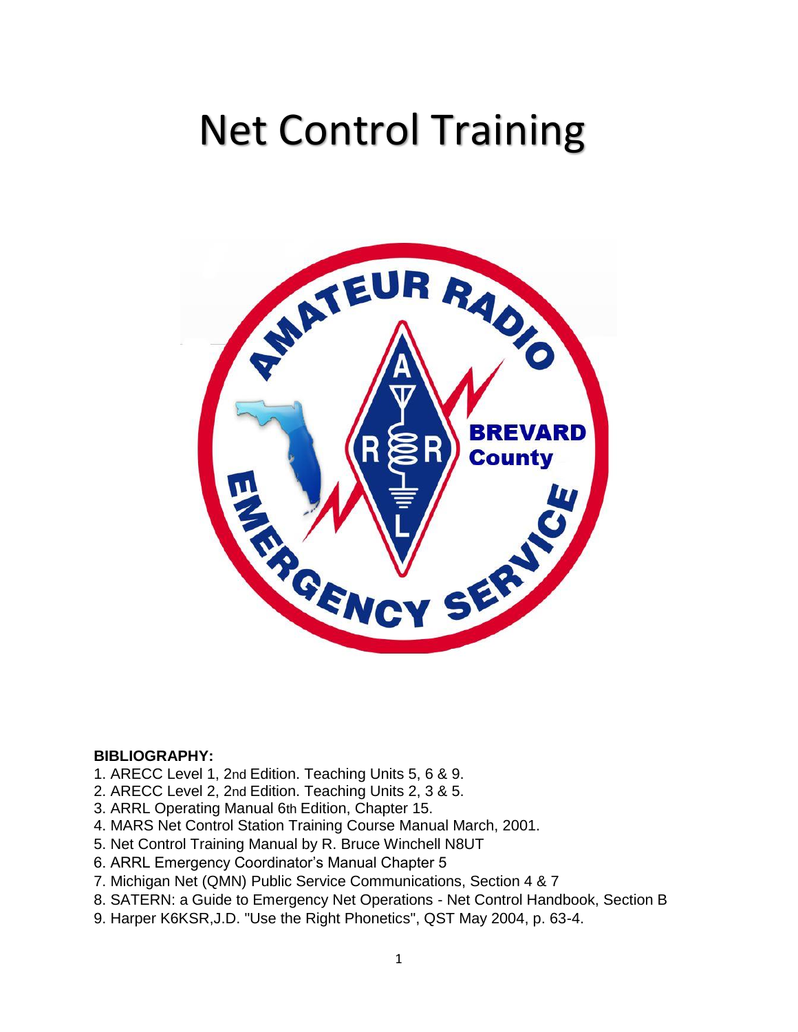# Net Control Training

**BIBLIOGRAPHY:**

1. ARECC Level 1, 2nd Edition. Teaching Units 5, 6 & 9.
2. ARECC Level 2, 2nd Edition. Teaching Units 2, 3 & 5.
3. ARRL Operating Manual 6th Edition, Chapter 15.
4. MARS Net Control Station Training Course Manual March, 2001.
5. Net Control Training Manual by R. Bruce Winchell N8UT
6. ARRL Emergency Coordinator's Manual Chapter 5
7. Michigan Net (QMN) Public Service Communications, Section 4 & 7
8. SATERN: a Guide to Emergency Net Operations - Net Control Handbook, Section B
9. Harper K6KSR,J.D. "Use the Right Phonetics", QST May 2004, p. 63-4.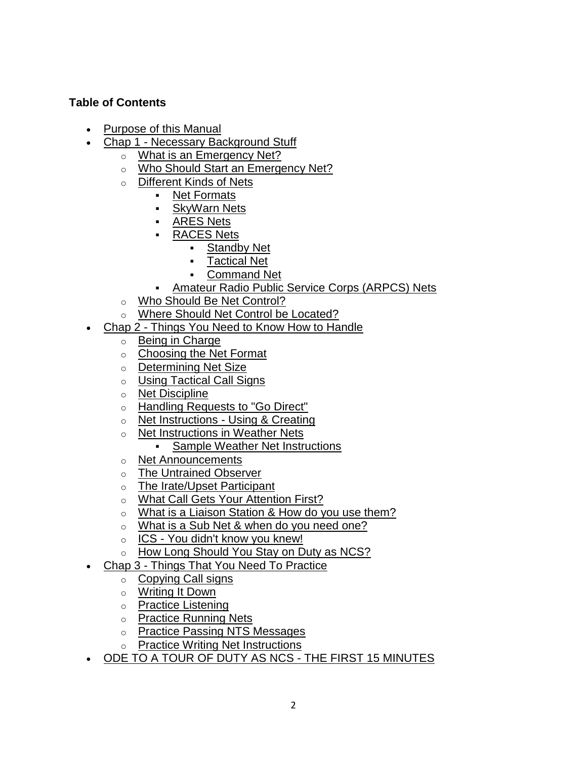**Table of Contents**

- Purpose of this Manual
- Chap 1 - Necessary Background Stuff
  - What is an Emergency Net?
  - Who Should Start an Emergency Net?
  - Different Kinds of Nets
    - Net Formats
    - SkyWarn Nets
    - ARES Nets
    - RACES Nets
      - Standby Net
      - Tactical Net
      - Command Net
    - Amateur Radio Public Service Corps (ARPCS) Nets
  - Who Should Be Net Control?
  - Where Should Net Control be Located?
- Chap 2 - Things You Need to Know How to Handle
  - Being in Charge
  - Choosing the Net Format
  - Determining Net Size
  - Using Tactical Call Signs
  - Net Discipline
  - Handling Requests to "Go Direct"
  - Net Instructions - Using & Creating
  - Net Instructions in Weather Nets
    - Sample Weather Net Instructions
  - Net Announcements
  - The Untrained Observer
  - The Irate/Upset Participant
  - What Call Gets Your Attention First?
  - What is a Liaison Station & How do you use them?
  - What is a Sub Net & when do you need one?
  - ICS - You didn't know you knew!
  - How Long Should You Stay on Duty as NCS?
- Chap 3 - Things That You Need To Practice
  - Copying Call signs
  - Writing It Down
  - Practice Listening
  - Practice Running Nets
  - Practice Passing NTS Messages
  - Practice Writing Net Instructions
- ODE TO A TOUR OF DUTY AS NCS - THE FIRST 15 MINUTES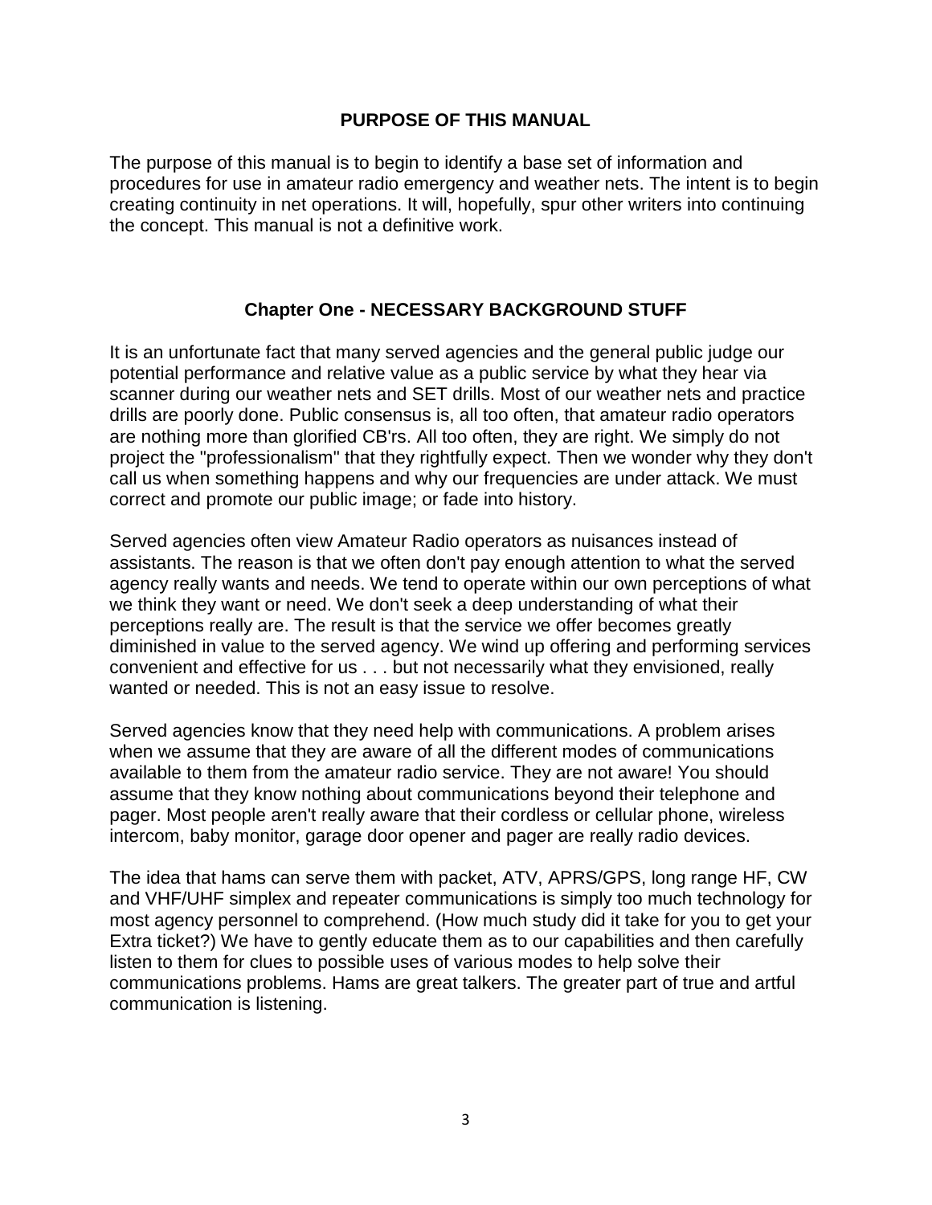## PURPOSE OF THIS MANUAL

The purpose of this manual is to begin to identify a base set of information and procedures for use in amateur radio emergency and weather nets. The intent is to begin creating continuity in net operations. It will, hopefully, spur other writers into continuing the concept. This manual is not a definitive work.

## Chapter One - NECESSARY BACKGROUND STUFF

It is an unfortunate fact that many served agencies and the general public judge our potential performance and relative value as a public service by what they hear via scanner during our weather nets and SET drills. Most of our weather nets and practice drills are poorly done. Public consensus is, all too often, that amateur radio operators are nothing more than glorified CB'rs. All too often, they are right. We simply do not project the "professionalism" that they rightfully expect. Then we wonder why they don't call us when something happens and why our frequencies are under attack. We must correct and promote our public image; or fade into history.

Served agencies often view Amateur Radio operators as nuisances instead of assistants. The reason is that we often don't pay enough attention to what the served agency really wants and needs. We tend to operate within our own perceptions of what we think they want or need. We don't seek a deep understanding of what their perceptions really are. The result is that the service we offer becomes greatly diminished in value to the served agency. We wind up offering and performing services convenient and effective for us . . . but not necessarily what they envisioned, really wanted or needed. This is not an easy issue to resolve.

Served agencies know that they need help with communications. A problem arises when we assume that they are aware of all the different modes of communications available to them from the amateur radio service. They are not aware! You should assume that they know nothing about communications beyond their telephone and pager. Most people aren't really aware that their cordless or cellular phone, wireless intercom, baby monitor, garage door opener and pager are really radio devices.

The idea that hams can serve them with packet, ATV, APRS/GPS, long range HF, CW and VHF/UHF simplex and repeater communications is simply too much technology for most agency personnel to comprehend. (How much study did it take for you to get your Extra ticket?) We have to gently educate them as to our capabilities and then carefully listen to them for clues to possible uses of various modes to help solve their communications problems. Hams are great talkers. The greater part of true and artful communication is listening.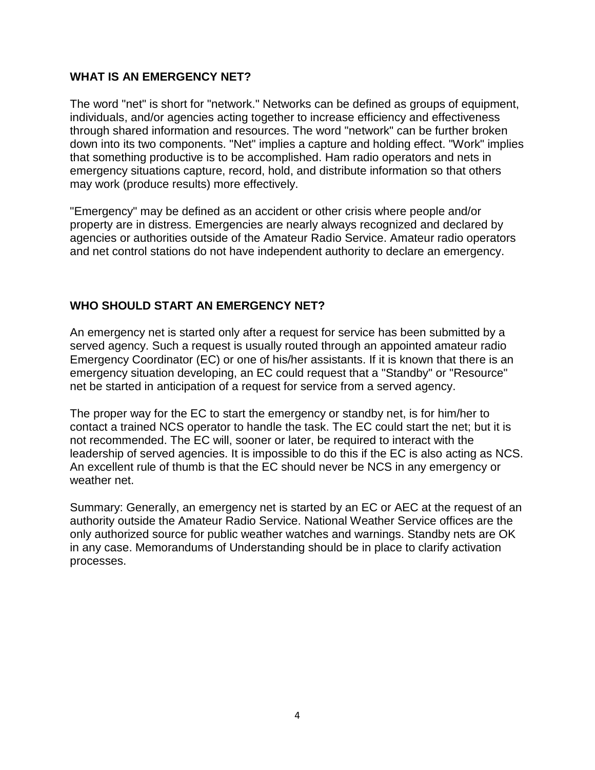## WHAT IS AN EMERGENCY NET?

The word "net" is short for "network." Networks can be defined as groups of equipment, individuals, and/or agencies acting together to increase efficiency and effectiveness through shared information and resources. The word "network" can be further broken down into its two components. "Net" implies a capture and holding effect. "Work" implies that something productive is to be accomplished. Ham radio operators and nets in emergency situations capture, record, hold, and distribute information so that others may work (produce results) more effectively.

"Emergency" may be defined as an accident or other crisis where people and/or property are in distress. Emergencies are nearly always recognized and declared by agencies or authorities outside of the Amateur Radio Service. Amateur radio operators and net control stations do not have independent authority to declare an emergency.

## WHO SHOULD START AN EMERGENCY NET?

An emergency net is started only after a request for service has been submitted by a served agency. Such a request is usually routed through an appointed amateur radio Emergency Coordinator (EC) or one of his/her assistants. If it is known that there is an emergency situation developing, an EC could request that a "Standby" or "Resource" net be started in anticipation of a request for service from a served agency.

The proper way for the EC to start the emergency or standby net, is for him/her to contact a trained NCS operator to handle the task. The EC could start the net; but it is not recommended. The EC will, sooner or later, be required to interact with the leadership of served agencies. It is impossible to do this if the EC is also acting as NCS. An excellent rule of thumb is that the EC should never be NCS in any emergency or weather net.

Summary: Generally, an emergency net is started by an EC or AEC at the request of an authority outside the Amateur Radio Service. National Weather Service offices are the only authorized source for public weather watches and warnings. Standby nets are OK in any case. Memorandums of Understanding should be in place to clarify activation processes.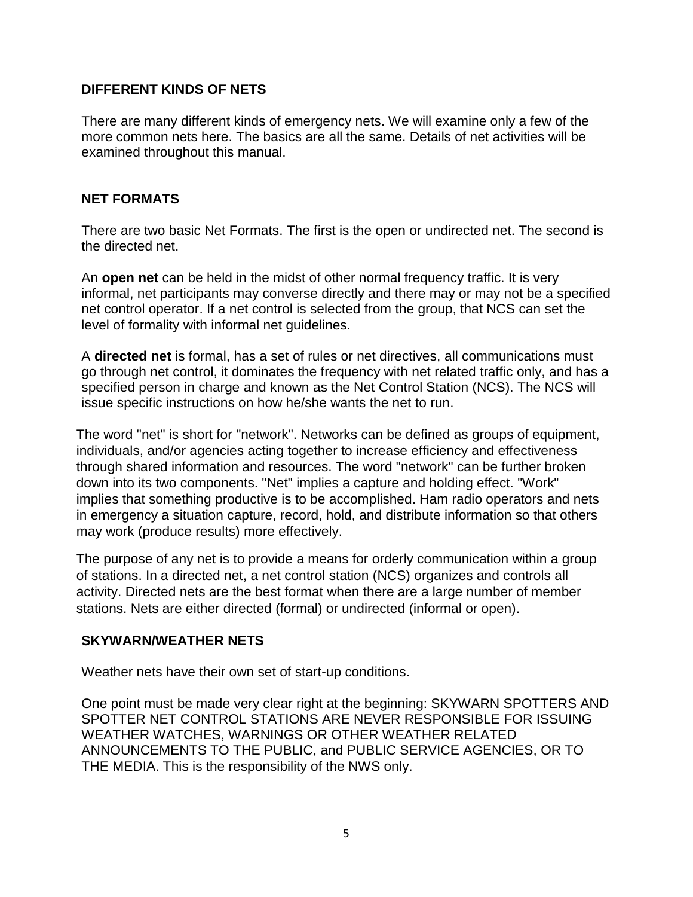## DIFFERENT KINDS OF NETS

There are many different kinds of emergency nets. We will examine only a few of the more common nets here. The basics are all the same. Details of net activities will be examined throughout this manual.

## NET FORMATS

There are two basic Net Formats. The first is the open or undirected net. The second is the directed net.

An **open net** can be held in the midst of other normal frequency traffic. It is very informal, net participants may converse directly and there may or may not be a specified net control operator. If a net control is selected from the group, that NCS can set the level of formality with informal net guidelines.

A **directed net** is formal, has a set of rules or net directives, all communications must go through net control, it dominates the frequency with net related traffic only, and has a specified person in charge and known as the Net Control Station (NCS). The NCS will issue specific instructions on how he/she wants the net to run.

The word "net" is short for "network". Networks can be defined as groups of equipment, individuals, and/or agencies acting together to increase efficiency and effectiveness through shared information and resources. The word "network" can be further broken down into its two components. "Net" implies a capture and holding effect. "Work" implies that something productive is to be accomplished. Ham radio operators and nets in emergency a situation capture, record, hold, and distribute information so that others may work (produce results) more effectively.

The purpose of any net is to provide a means for orderly communication within a group of stations. In a directed net, a net control station (NCS) organizes and controls all activity. Directed nets are the best format when there are a large number of member stations. Nets are either directed (formal) or undirected (informal or open).

## SKYWARN/WEATHER NETS

Weather nets have their own set of start-up conditions.

One point must be made very clear right at the beginning: SKYWARN SPOTTERS AND SPOTTER NET CONTROL STATIONS ARE NEVER RESPONSIBLE FOR ISSUING WEATHER WATCHES, WARNINGS OR OTHER WEATHER RELATED ANNOUNCEMENTS TO THE PUBLIC, and PUBLIC SERVICE AGENCIES, OR TO THE MEDIA. This is the responsibility of the NWS only.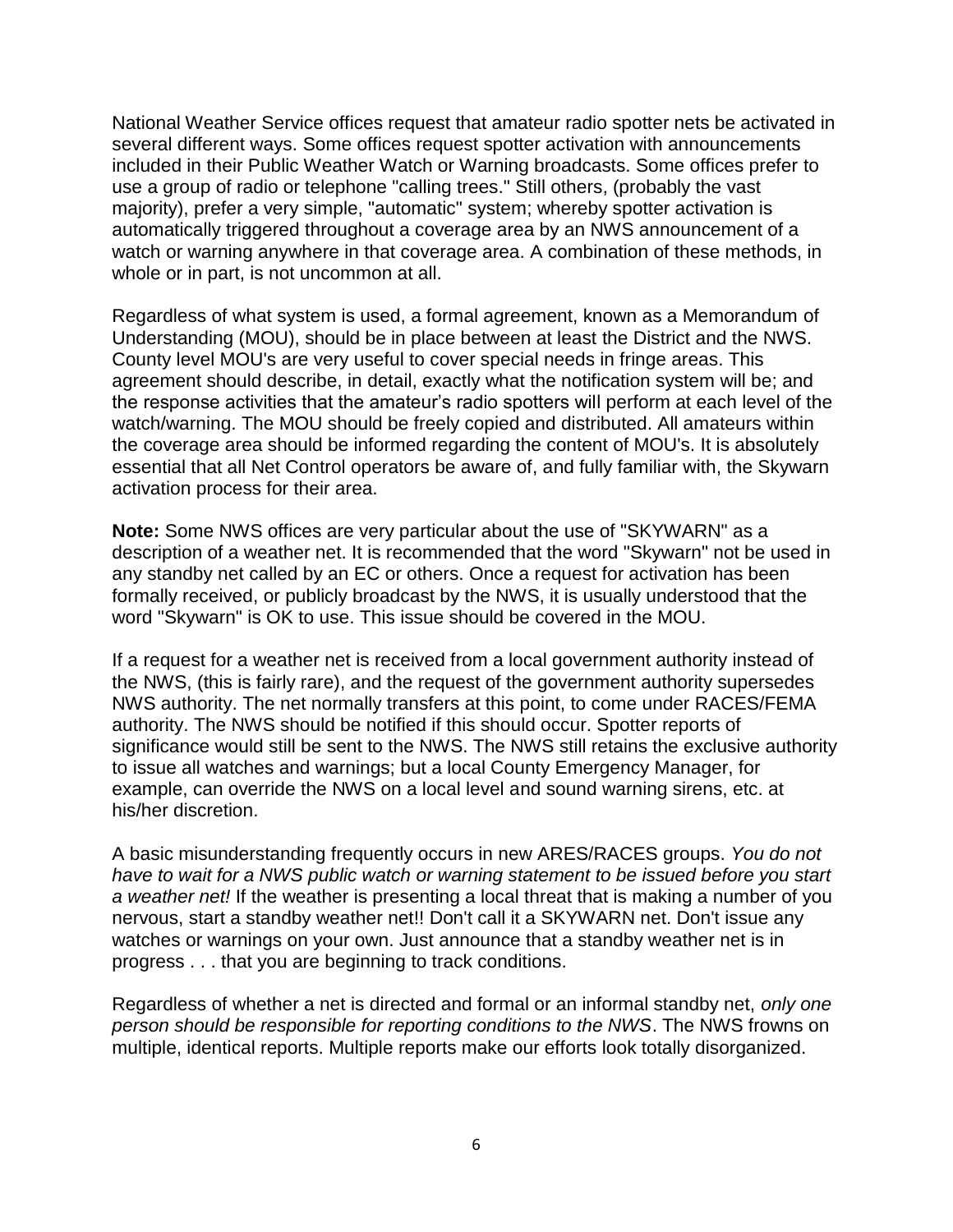National Weather Service offices request that amateur radio spotter nets be activated in several different ways. Some offices request spotter activation with announcements included in their Public Weather Watch or Warning broadcasts. Some offices prefer to use a group of radio or telephone "calling trees." Still others, (probably the vast majority), prefer a very simple, "automatic" system; whereby spotter activation is automatically triggered throughout a coverage area by an NWS announcement of a watch or warning anywhere in that coverage area. A combination of these methods, in whole or in part, is not uncommon at all.

Regardless of what system is used, a formal agreement, known as a Memorandum of Understanding (MOU), should be in place between at least the District and the NWS. County level MOU's are very useful to cover special needs in fringe areas. This agreement should describe, in detail, exactly what the notification system will be; and the response activities that the amateur's radio spotters will perform at each level of the watch/warning. The MOU should be freely copied and distributed. All amateurs within the coverage area should be informed regarding the content of MOU's. It is absolutely essential that all Net Control operators be aware of, and fully familiar with, the Skywarn activation process for their area.

**Note:** Some NWS offices are very particular about the use of "SKYWARN" as a description of a weather net. It is recommended that the word "Skywarn" not be used in any standby net called by an EC or others. Once a request for activation has been formally received, or publicly broadcast by the NWS, it is usually understood that the word "Skywarn" is OK to use. This issue should be covered in the MOU.

If a request for a weather net is received from a local government authority instead of the NWS, (this is fairly rare), and the request of the government authority supersedes NWS authority. The net normally transfers at this point, to come under RACES/FEMA authority. The NWS should be notified if this should occur. Spotter reports of significance would still be sent to the NWS. The NWS still retains the exclusive authority to issue all watches and warnings; but a local County Emergency Manager, for example, can override the NWS on a local level and sound warning sirens, etc. at his/her discretion.

A basic misunderstanding frequently occurs in new ARES/RACES groups. *You do not have to wait for a NWS public watch or warning statement to be issued before you start a weather net!* If the weather is presenting a local threat that is making a number of you nervous, start a standby weather net!! Don't call it a SKYWARN net. Don't issue any watches or warnings on your own. Just announce that a standby weather net is in progress . . . that you are beginning to track conditions.

Regardless of whether a net is directed and formal or an informal standby net, *only one person should be responsible for reporting conditions to the NWS*. The NWS frowns on multiple, identical reports. Multiple reports make our efforts look totally disorganized.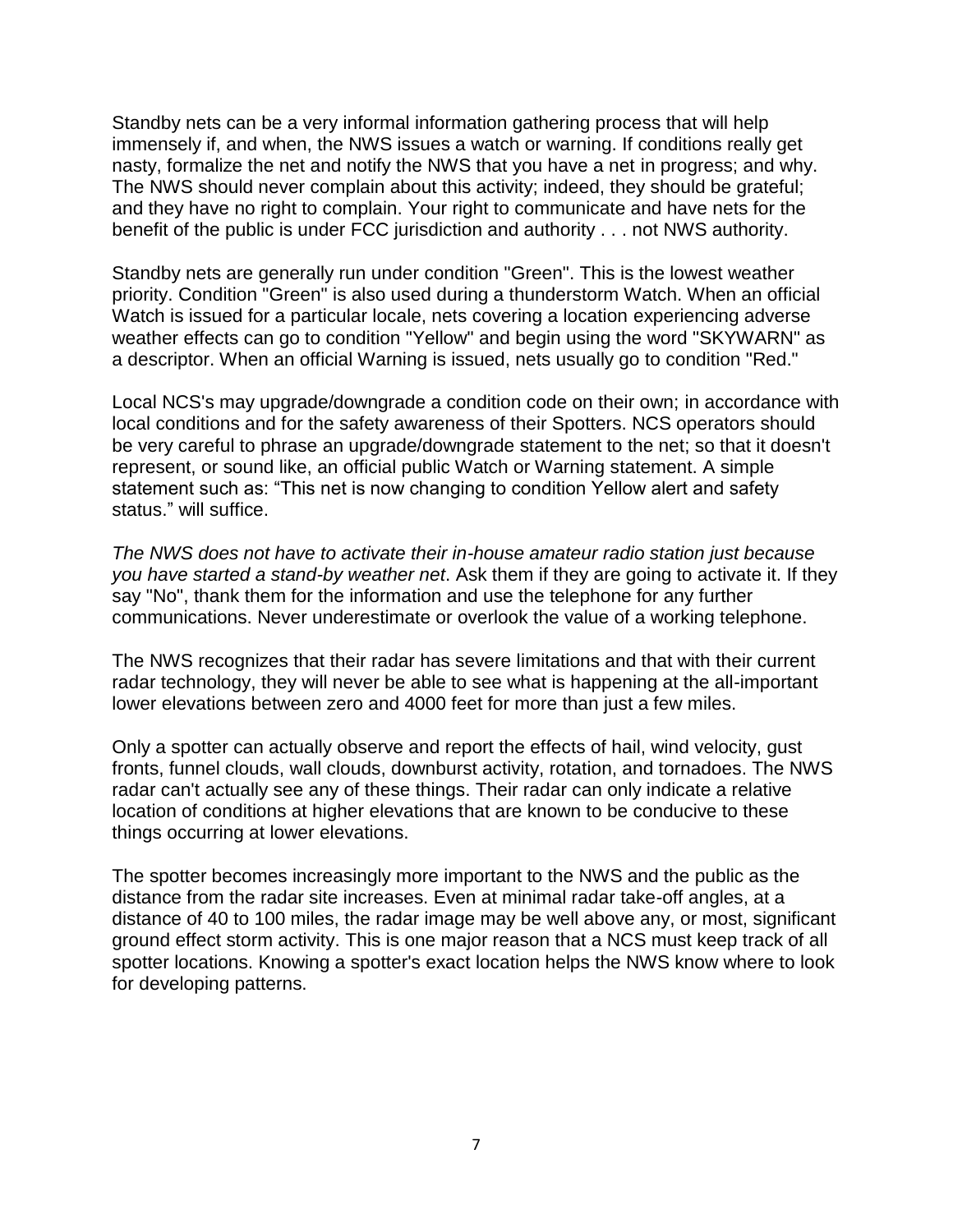Standby nets can be a very informal information gathering process that will help immensely if, and when, the NWS issues a watch or warning. If conditions really get nasty, formalize the net and notify the NWS that you have a net in progress; and why. The NWS should never complain about this activity; indeed, they should be grateful; and they have no right to complain. Your right to communicate and have nets for the benefit of the public is under FCC jurisdiction and authority . . . not NWS authority.

Standby nets are generally run under condition "Green". This is the lowest weather priority. Condition "Green" is also used during a thunderstorm Watch. When an official Watch is issued for a particular locale, nets covering a location experiencing adverse weather effects can go to condition "Yellow" and begin using the word "SKYWARN" as a descriptor. When an official Warning is issued, nets usually go to condition "Red."

Local NCS's may upgrade/downgrade a condition code on their own; in accordance with local conditions and for the safety awareness of their Spotters. NCS operators should be very careful to phrase an upgrade/downgrade statement to the net; so that it doesn't represent, or sound like, an official public Watch or Warning statement. A simple statement such as: “This net is now changing to condition Yellow alert and safety status.” will suffice.

*The NWS does not have to activate their in-house amateur radio station just because you have started a stand-by weather net*. Ask them if they are going to activate it. If they say "No", thank them for the information and use the telephone for any further communications. Never underestimate or overlook the value of a working telephone.

The NWS recognizes that their radar has severe limitations and that with their current radar technology, they will never be able to see what is happening at the all-important lower elevations between zero and 4000 feet for more than just a few miles.

Only a spotter can actually observe and report the effects of hail, wind velocity, gust fronts, funnel clouds, wall clouds, downburst activity, rotation, and tornadoes. The NWS radar can't actually see any of these things. Their radar can only indicate a relative location of conditions at higher elevations that are known to be conducive to these things occurring at lower elevations.

The spotter becomes increasingly more important to the NWS and the public as the distance from the radar site increases. Even at minimal radar take-off angles, at a distance of 40 to 100 miles, the radar image may be well above any, or most, significant ground effect storm activity. This is one major reason that a NCS must keep track of all spotter locations. Knowing a spotter's exact location helps the NWS know where to look for developing patterns.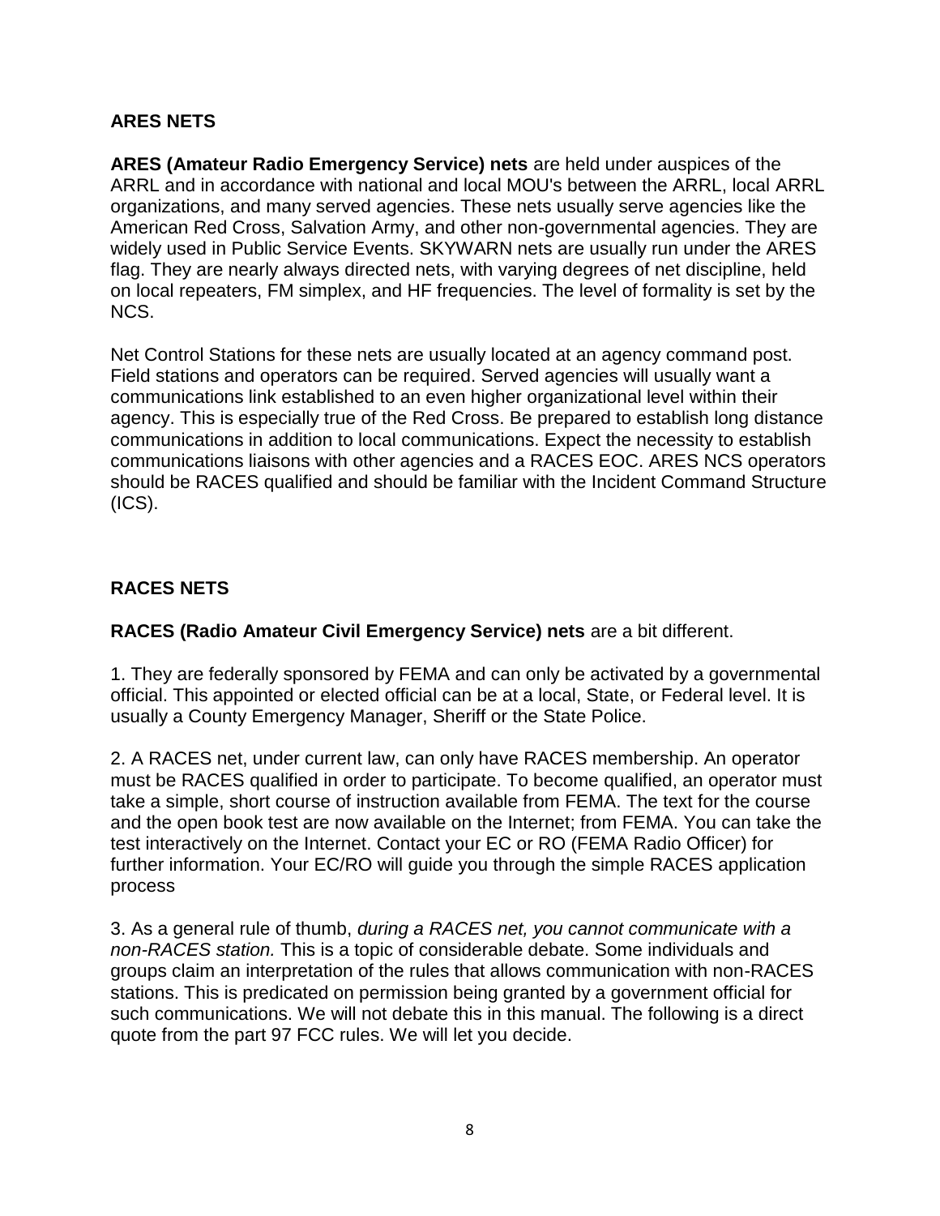## ARES NETS

**ARES (Amateur Radio Emergency Service) nets** are held under auspices of the ARRL and in accordance with national and local MOU's between the ARRL, local ARRL organizations, and many served agencies. These nets usually serve agencies like the American Red Cross, Salvation Army, and other non-governmental agencies. They are widely used in Public Service Events. SKYWARN nets are usually run under the ARES flag. They are nearly always directed nets, with varying degrees of net discipline, held on local repeaters, FM simplex, and HF frequencies. The level of formality is set by the NCS.

Net Control Stations for these nets are usually located at an agency command post. Field stations and operators can be required. Served agencies will usually want a communications link established to an even higher organizational level within their agency. This is especially true of the Red Cross. Be prepared to establish long distance communications in addition to local communications. Expect the necessity to establish communications liaisons with other agencies and a RACES EOC. ARES NCS operators should be RACES qualified and should be familiar with the Incident Command Structure (ICS).

## RACES NETS

**RACES (Radio Amateur Civil Emergency Service) nets** are a bit different.

1. They are federally sponsored by FEMA and can only be activated by a governmental official. This appointed or elected official can be at a local, State, or Federal level. It is usually a County Emergency Manager, Sheriff or the State Police.

2. A RACES net, under current law, can only have RACES membership. An operator must be RACES qualified in order to participate. To become qualified, an operator must take a simple, short course of instruction available from FEMA. The text for the course and the open book test are now available on the Internet; from FEMA. You can take the test interactively on the Internet. Contact your EC or RO (FEMA Radio Officer) for further information. Your EC/RO will guide you through the simple RACES application process

3. As a general rule of thumb, *during a RACES net, you cannot communicate with a non-RACES station.* This is a topic of considerable debate. Some individuals and groups claim an interpretation of the rules that allows communication with non-RACES stations. This is predicated on permission being granted by a government official for such communications. We will not debate this in this manual. The following is a direct quote from the part 97 FCC rules. We will let you decide.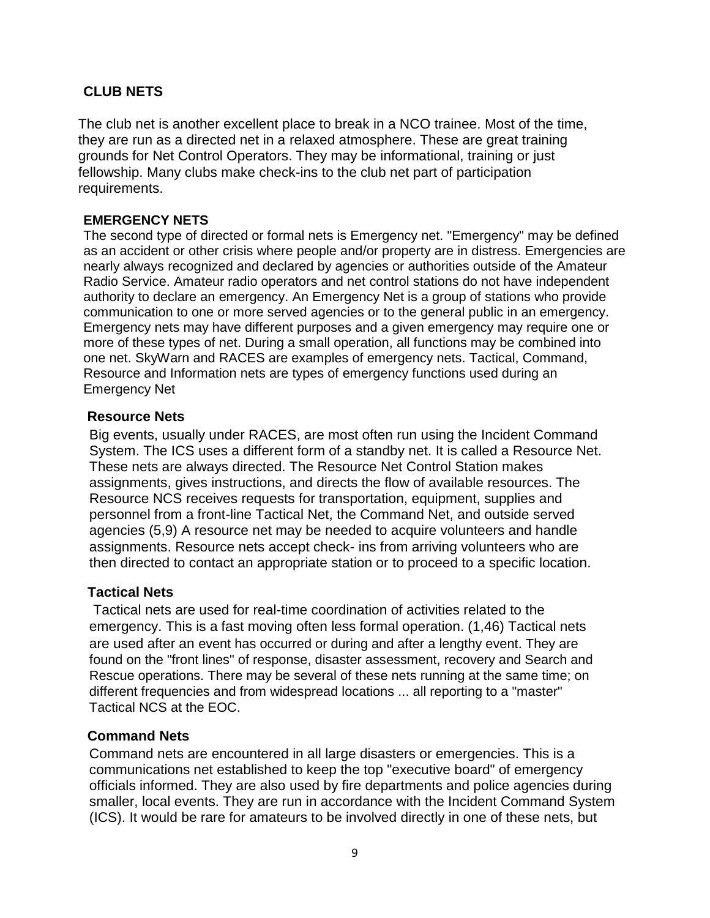## CLUB NETS

The club net is another excellent place to break in a NCO trainee. Most of the time, they are run as a directed net in a relaxed atmosphere. These are great training grounds for Net Control Operators. They may be informational, training or just fellowship. Many clubs make check-ins to the club net part of participation requirements.

## EMERGENCY NETS

The second type of directed or formal nets is Emergency net. "Emergency" may be defined as an accident or other crisis where people and/or property are in distress. Emergencies are nearly always recognized and declared by agencies or authorities outside of the Amateur Radio Service. Amateur radio operators and net control stations do not have independent authority to declare an emergency. An Emergency Net is a group of stations who provide communication to one or more served agencies or to the general public in an emergency. Emergency nets may have different purposes and a given emergency may require one or more of these types of net. During a small operation, all functions may be combined into one net. SkyWarn and RACES are examples of emergency nets. Tactical, Command, Resource and Information nets are types of emergency functions used during an Emergency Net

### Resource Nets

Big events, usually under RACES, are most often run using the Incident Command System. The ICS uses a different form of a standby net. It is called a Resource Net. These nets are always directed. The Resource Net Control Station makes assignments, gives instructions, and directs the flow of available resources. The Resource NCS receives requests for transportation, equipment, supplies and personnel from a front-line Tactical Net, the Command Net, and outside served agencies (5,9) A resource net may be needed to acquire volunteers and handle assignments. Resource nets accept check- ins from arriving volunteers who are then directed to contact an appropriate station or to proceed to a specific location.

### Tactical Nets

Tactical nets are used for real-time coordination of activities related to the emergency. This is a fast moving often less formal operation. (1,46) Tactical nets are used after an event has occurred or during and after a lengthy event. They are found on the "front lines" of response, disaster assessment, recovery and Search and Rescue operations. There may be several of these nets running at the same time; on different frequencies and from widespread locations ... all reporting to a "master" Tactical NCS at the EOC.

### Command Nets

Command nets are encountered in all large disasters or emergencies. This is a communications net established to keep the top "executive board" of emergency officials informed. They are also used by fire departments and police agencies during smaller, local events. They are run in accordance with the Incident Command System (ICS). It would be rare for amateurs to be involved directly in one of these nets, but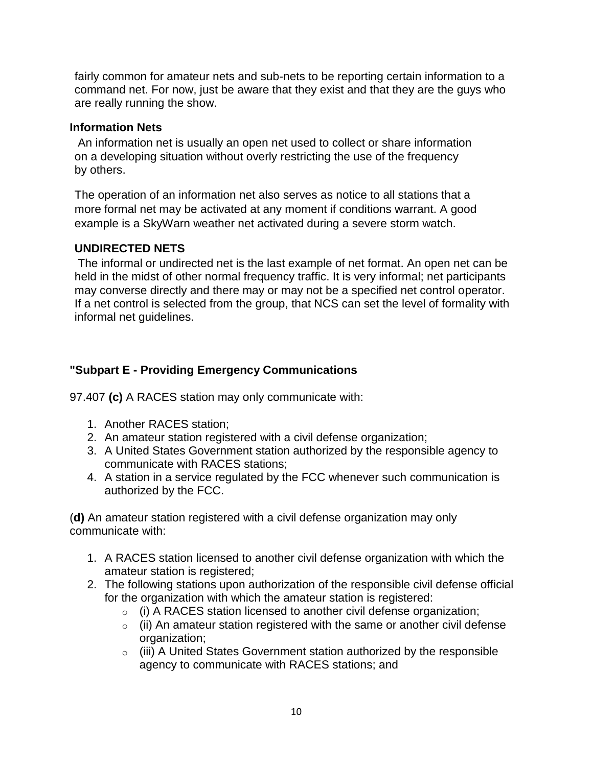fairly common for amateur nets and sub-nets to be reporting certain information to a command net. For now, just be aware that they exist and that they are the guys who are really running the show.

### Information Nets

An information net is usually an open net used to collect or share information on a developing situation without overly restricting the use of the frequency by others.

The operation of an information net also serves as notice to all stations that a more formal net may be activated at any moment if conditions warrant. A good example is a SkyWarn weather net activated during a severe storm watch.

### UNDIRECTED NETS

The informal or undirected net is the last example of net format. An open net can be held in the midst of other normal frequency traffic. It is very informal; net participants may converse directly and there may or may not be a specified net control operator. If a net control is selected from the group, that NCS can set the level of formality with informal net guidelines.

### "Subpart E - Providing Emergency Communications

97.407 **(c)** A RACES station may only communicate with:

1. Another RACES station;
2. An amateur station registered with a civil defense organization;
3. A United States Government station authorized by the responsible agency to communicate with RACES stations;
4. A station in a service regulated by the FCC whenever such communication is authorized by the FCC.

(**d)** An amateur station registered with a civil defense organization may only communicate with:

1. A RACES station licensed to another civil defense organization with which the amateur station is registered;
2. The following stations upon authorization of the responsible civil defense official for the organization with which the amateur station is registered:
   - (i) A RACES station licensed to another civil defense organization;
   - (ii) An amateur station registered with the same or another civil defense organization;
   - (iii) A United States Government station authorized by the responsible agency to communicate with RACES stations; and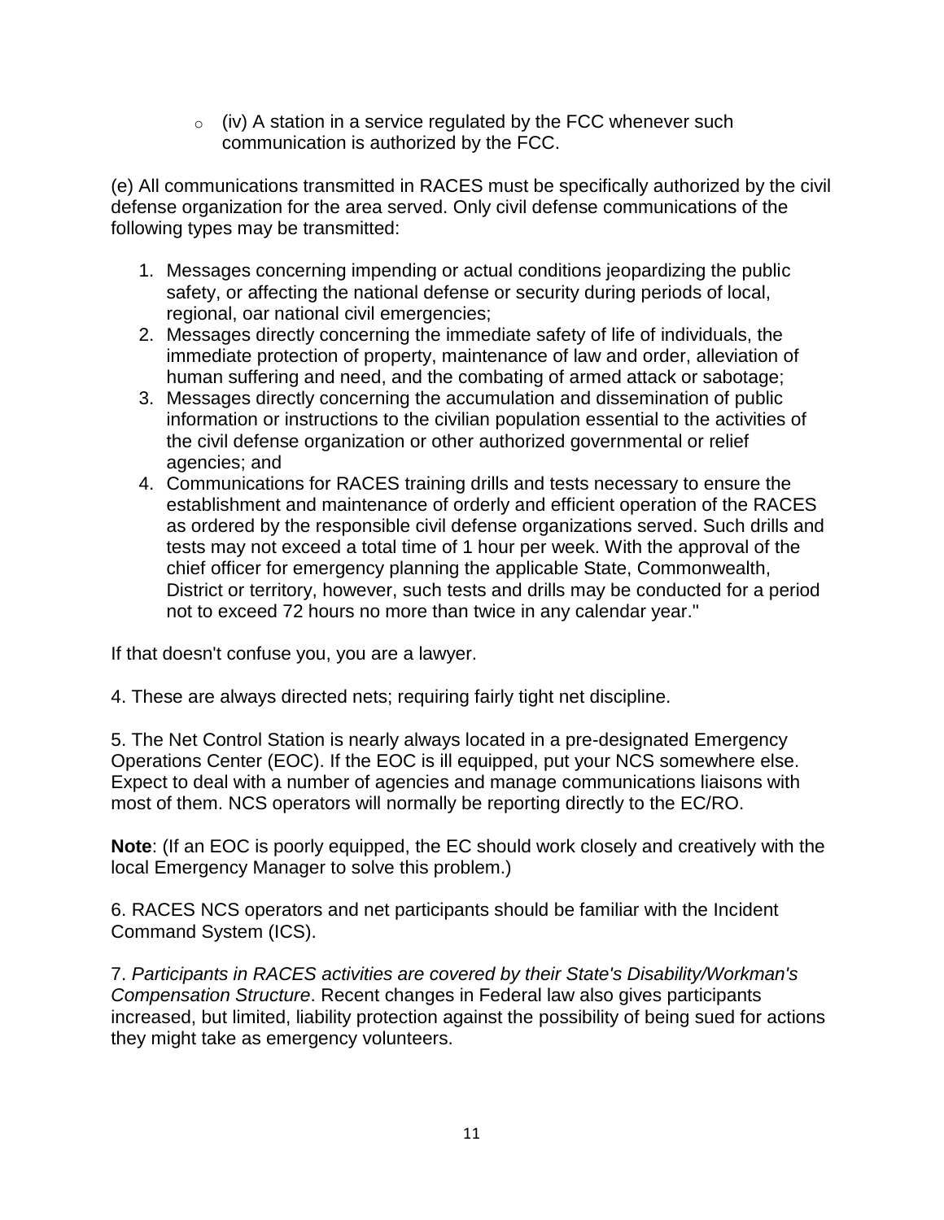- (iv) A station in a service regulated by the FCC whenever such communication is authorized by the FCC.

(e) All communications transmitted in RACES must be specifically authorized by the civil defense organization for the area served. Only civil defense communications of the following types may be transmitted:

1. Messages concerning impending or actual conditions jeopardizing the public safety, or affecting the national defense or security during periods of local, regional, oar national civil emergencies;
2. Messages directly concerning the immediate safety of life of individuals, the immediate protection of property, maintenance of law and order, alleviation of human suffering and need, and the combating of armed attack or sabotage;
3. Messages directly concerning the accumulation and dissemination of public information or instructions to the civilian population essential to the activities of the civil defense organization or other authorized governmental or relief agencies; and
4. Communications for RACES training drills and tests necessary to ensure the establishment and maintenance of orderly and efficient operation of the RACES as ordered by the responsible civil defense organizations served. Such drills and tests may not exceed a total time of 1 hour per week. With the approval of the chief officer for emergency planning the applicable State, Commonwealth, District or territory, however, such tests and drills may be conducted for a period not to exceed 72 hours no more than twice in any calendar year."

If that doesn't confuse you, you are a lawyer.

4. These are always directed nets; requiring fairly tight net discipline.

5. The Net Control Station is nearly always located in a pre-designated Emergency Operations Center (EOC). If the EOC is ill equipped, put your NCS somewhere else. Expect to deal with a number of agencies and manage communications liaisons with most of them. NCS operators will normally be reporting directly to the EC/RO.

**Note**: (If an EOC is poorly equipped, the EC should work closely and creatively with the local Emergency Manager to solve this problem.)

6. RACES NCS operators and net participants should be familiar with the Incident Command System (ICS).

7. *Participants in RACES activities are covered by their State's Disability/Workman's Compensation Structure*. Recent changes in Federal law also gives participants increased, but limited, liability protection against the possibility of being sued for actions they might take as emergency volunteers.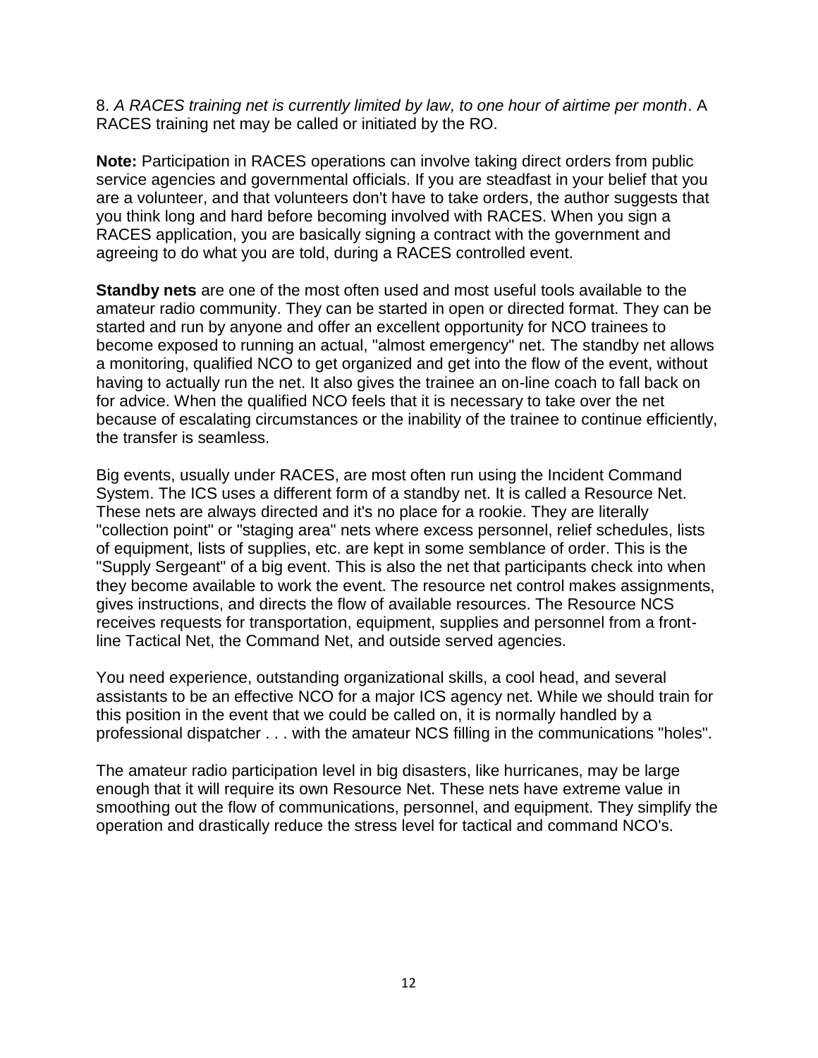8. *A RACES training net is currently limited by law, to one hour of airtime per month*. A RACES training net may be called or initiated by the RO.

**Note:** Participation in RACES operations can involve taking direct orders from public service agencies and governmental officials. If you are steadfast in your belief that you are a volunteer, and that volunteers don't have to take orders, the author suggests that you think long and hard before becoming involved with RACES. When you sign a RACES application, you are basically signing a contract with the government and agreeing to do what you are told, during a RACES controlled event.

**Standby nets** are one of the most often used and most useful tools available to the amateur radio community. They can be started in open or directed format. They can be started and run by anyone and offer an excellent opportunity for NCO trainees to become exposed to running an actual, "almost emergency" net. The standby net allows a monitoring, qualified NCO to get organized and get into the flow of the event, without having to actually run the net. It also gives the trainee an on-line coach to fall back on for advice. When the qualified NCO feels that it is necessary to take over the net because of escalating circumstances or the inability of the trainee to continue efficiently, the transfer is seamless.

Big events, usually under RACES, are most often run using the Incident Command System. The ICS uses a different form of a standby net. It is called a Resource Net. These nets are always directed and it's no place for a rookie. They are literally "collection point" or "staging area" nets where excess personnel, relief schedules, lists of equipment, lists of supplies, etc. are kept in some semblance of order. This is the "Supply Sergeant" of a big event. This is also the net that participants check into when they become available to work the event. The resource net control makes assignments, gives instructions, and directs the flow of available resources. The Resource NCS receives requests for transportation, equipment, supplies and personnel from a front-line Tactical Net, the Command Net, and outside served agencies.

You need experience, outstanding organizational skills, a cool head, and several assistants to be an effective NCO for a major ICS agency net. While we should train for this position in the event that we could be called on, it is normally handled by a professional dispatcher . . . with the amateur NCS filling in the communications "holes".

The amateur radio participation level in big disasters, like hurricanes, may be large enough that it will require its own Resource Net. These nets have extreme value in smoothing out the flow of communications, personnel, and equipment. They simplify the operation and drastically reduce the stress level for tactical and command NCO's.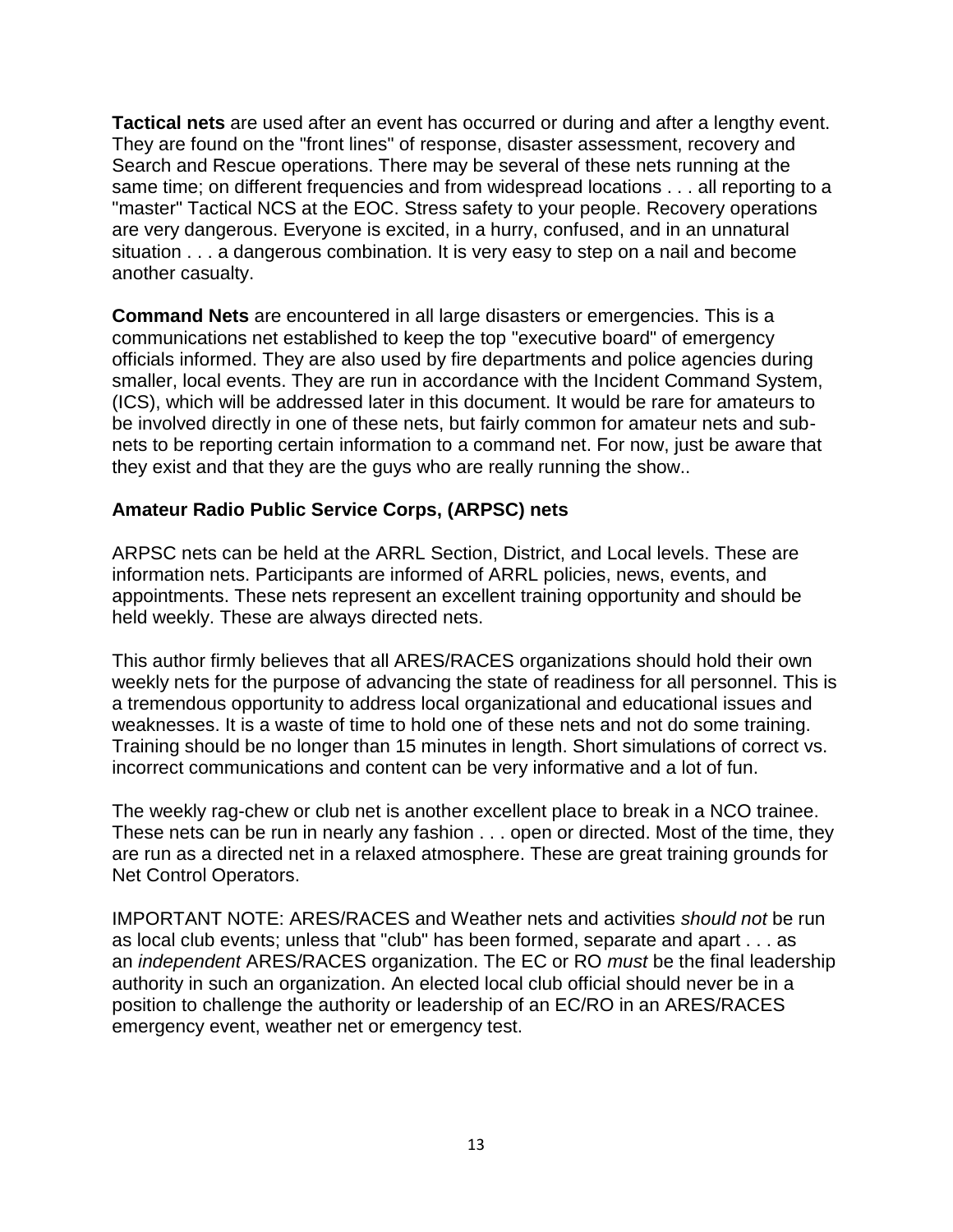**Tactical nets** are used after an event has occurred or during and after a lengthy event. They are found on the "front lines" of response, disaster assessment, recovery and Search and Rescue operations. There may be several of these nets running at the same time; on different frequencies and from widespread locations . . . all reporting to a "master" Tactical NCS at the EOC. Stress safety to your people. Recovery operations are very dangerous. Everyone is excited, in a hurry, confused, and in an unnatural situation . . . a dangerous combination. It is very easy to step on a nail and become another casualty.

**Command Nets** are encountered in all large disasters or emergencies. This is a communications net established to keep the top "executive board" of emergency officials informed. They are also used by fire departments and police agencies during smaller, local events. They are run in accordance with the Incident Command System, (ICS), which will be addressed later in this document. It would be rare for amateurs to be involved directly in one of these nets, but fairly common for amateur nets and sub-nets to be reporting certain information to a command net. For now, just be aware that they exist and that they are the guys who are really running the show..

**Amateur Radio Public Service Corps, (ARPSC) nets**

ARPSC nets can be held at the ARRL Section, District, and Local levels. These are information nets. Participants are informed of ARRL policies, news, events, and appointments. These nets represent an excellent training opportunity and should be held weekly. These are always directed nets.

This author firmly believes that all ARES/RACES organizations should hold their own weekly nets for the purpose of advancing the state of readiness for all personnel. This is a tremendous opportunity to address local organizational and educational issues and weaknesses. It is a waste of time to hold one of these nets and not do some training. Training should be no longer than 15 minutes in length. Short simulations of correct vs. incorrect communications and content can be very informative and a lot of fun.

The weekly rag-chew or club net is another excellent place to break in a NCO trainee. These nets can be run in nearly any fashion . . . open or directed. Most of the time, they are run as a directed net in a relaxed atmosphere. These are great training grounds for Net Control Operators.

IMPORTANT NOTE: ARES/RACES and Weather nets and activities *should not* be run as local club events; unless that "club" has been formed, separate and apart . . . as an *independent* ARES/RACES organization. The EC or RO *must* be the final leadership authority in such an organization. An elected local club official should never be in a position to challenge the authority or leadership of an EC/RO in an ARES/RACES emergency event, weather net or emergency test.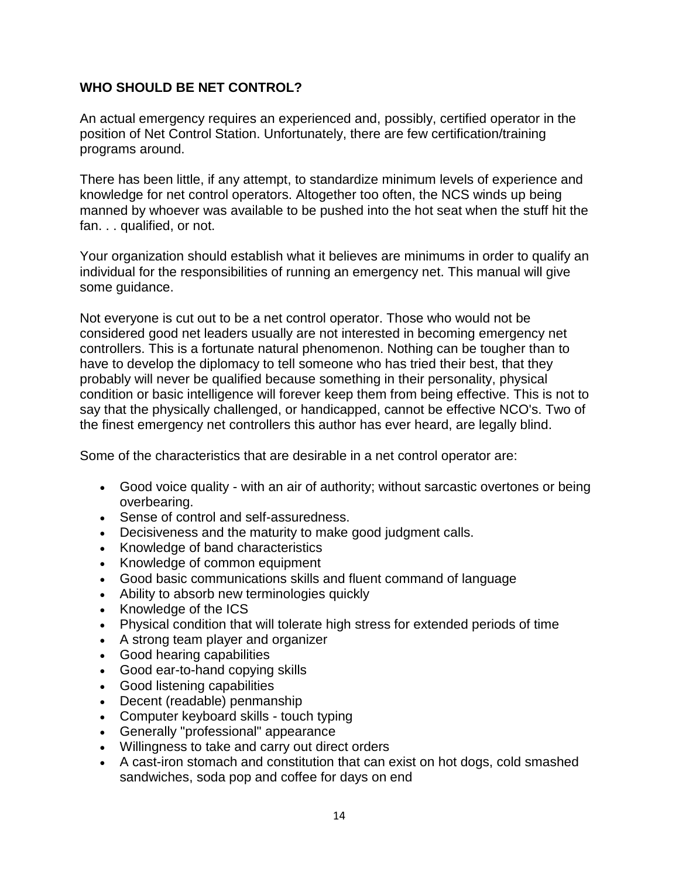**WHO SHOULD BE NET CONTROL?**

An actual emergency requires an experienced and, possibly, certified operator in the position of Net Control Station. Unfortunately, there are few certification/training programs around.

There has been little, if any attempt, to standardize minimum levels of experience and knowledge for net control operators. Altogether too often, the NCS winds up being manned by whoever was available to be pushed into the hot seat when the stuff hit the fan. . . qualified, or not.

Your organization should establish what it believes are minimums in order to qualify an individual for the responsibilities of running an emergency net. This manual will give some guidance.

Not everyone is cut out to be a net control operator. Those who would not be considered good net leaders usually are not interested in becoming emergency net controllers. This is a fortunate natural phenomenon. Nothing can be tougher than to have to develop the diplomacy to tell someone who has tried their best, that they probably will never be qualified because something in their personality, physical condition or basic intelligence will forever keep them from being effective. This is not to say that the physically challenged, or handicapped, cannot be effective NCO's. Two of the finest emergency net controllers this author has ever heard, are legally blind.

Some of the characteristics that are desirable in a net control operator are:

- Good voice quality - with an air of authority; without sarcastic overtones or being overbearing.
- Sense of control and self-assuredness.
- Decisiveness and the maturity to make good judgment calls.
- Knowledge of band characteristics
- Knowledge of common equipment
- Good basic communications skills and fluent command of language
- Ability to absorb new terminologies quickly
- Knowledge of the ICS
- Physical condition that will tolerate high stress for extended periods of time
- A strong team player and organizer
- Good hearing capabilities
- Good ear-to-hand copying skills
- Good listening capabilities
- Decent (readable) penmanship
- Computer keyboard skills - touch typing
- Generally "professional" appearance
- Willingness to take and carry out direct orders
- A cast-iron stomach and constitution that can exist on hot dogs, cold smashed sandwiches, soda pop and coffee for days on end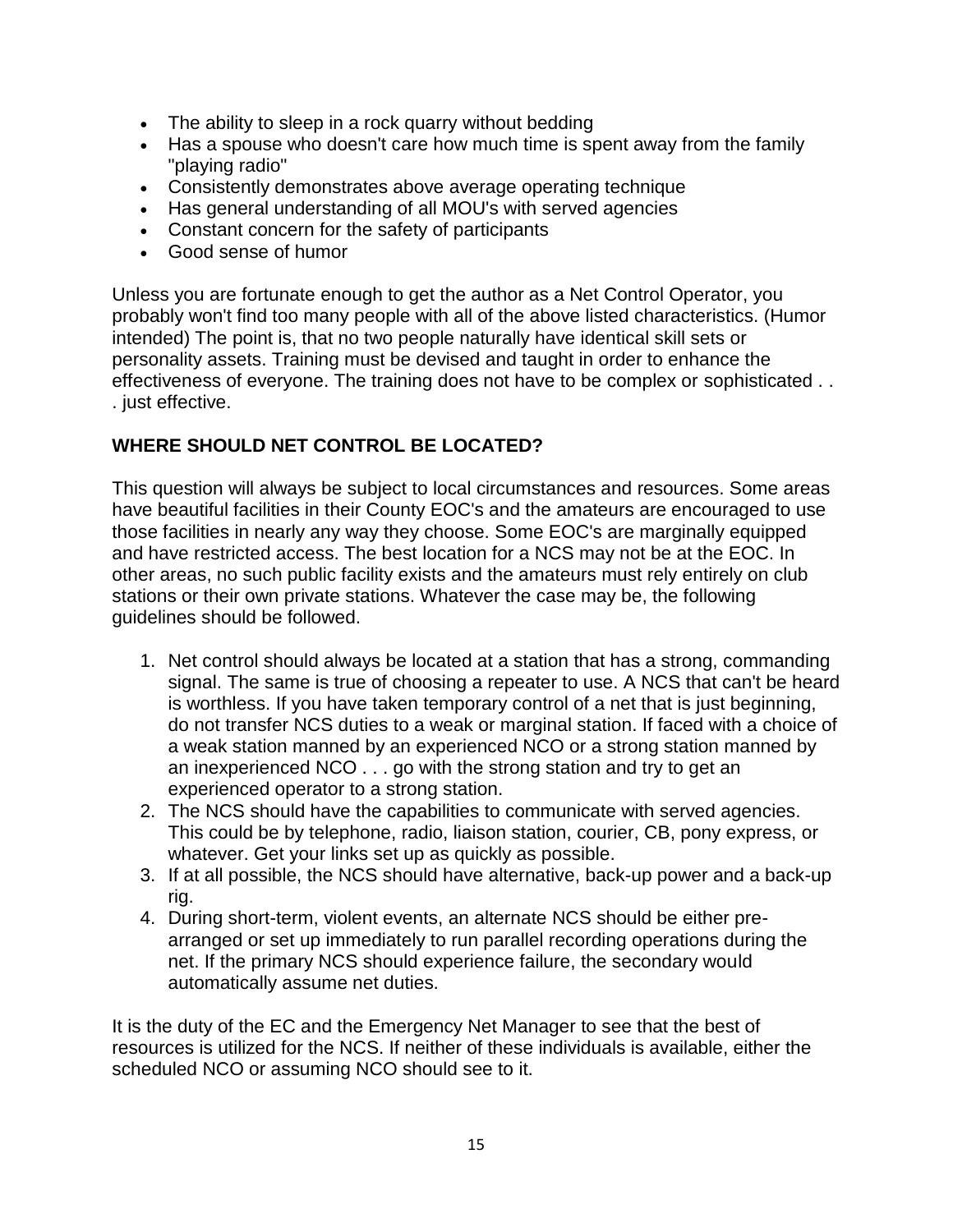- The ability to sleep in a rock quarry without bedding
- Has a spouse who doesn't care how much time is spent away from the family "playing radio"
- Consistently demonstrates above average operating technique
- Has general understanding of all MOU's with served agencies
- Constant concern for the safety of participants
- Good sense of humor

Unless you are fortunate enough to get the author as a Net Control Operator, you probably won't find too many people with all of the above listed characteristics. (Humor intended) The point is, that no two people naturally have identical skill sets or personality assets. Training must be devised and taught in order to enhance the effectiveness of everyone. The training does not have to be complex or sophisticated . . . just effective.

**WHERE SHOULD NET CONTROL BE LOCATED?**

This question will always be subject to local circumstances and resources. Some areas have beautiful facilities in their County EOC's and the amateurs are encouraged to use those facilities in nearly any way they choose. Some EOC's are marginally equipped and have restricted access. The best location for a NCS may not be at the EOC. In other areas, no such public facility exists and the amateurs must rely entirely on club stations or their own private stations. Whatever the case may be, the following guidelines should be followed.

1. Net control should always be located at a station that has a strong, commanding signal. The same is true of choosing a repeater to use. A NCS that can't be heard is worthless. If you have taken temporary control of a net that is just beginning, do not transfer NCS duties to a weak or marginal station. If faced with a choice of a weak station manned by an experienced NCO or a strong station manned by an inexperienced NCO . . . go with the strong station and try to get an experienced operator to a strong station.
2. The NCS should have the capabilities to communicate with served agencies. This could be by telephone, radio, liaison station, courier, CB, pony express, or whatever. Get your links set up as quickly as possible.
3. If at all possible, the NCS should have alternative, back-up power and a back-up rig.
4. During short-term, violent events, an alternate NCS should be either pre-arranged or set up immediately to run parallel recording operations during the net. If the primary NCS should experience failure, the secondary would automatically assume net duties.

It is the duty of the EC and the Emergency Net Manager to see that the best of resources is utilized for the NCS. If neither of these individuals is available, either the scheduled NCO or assuming NCO should see to it.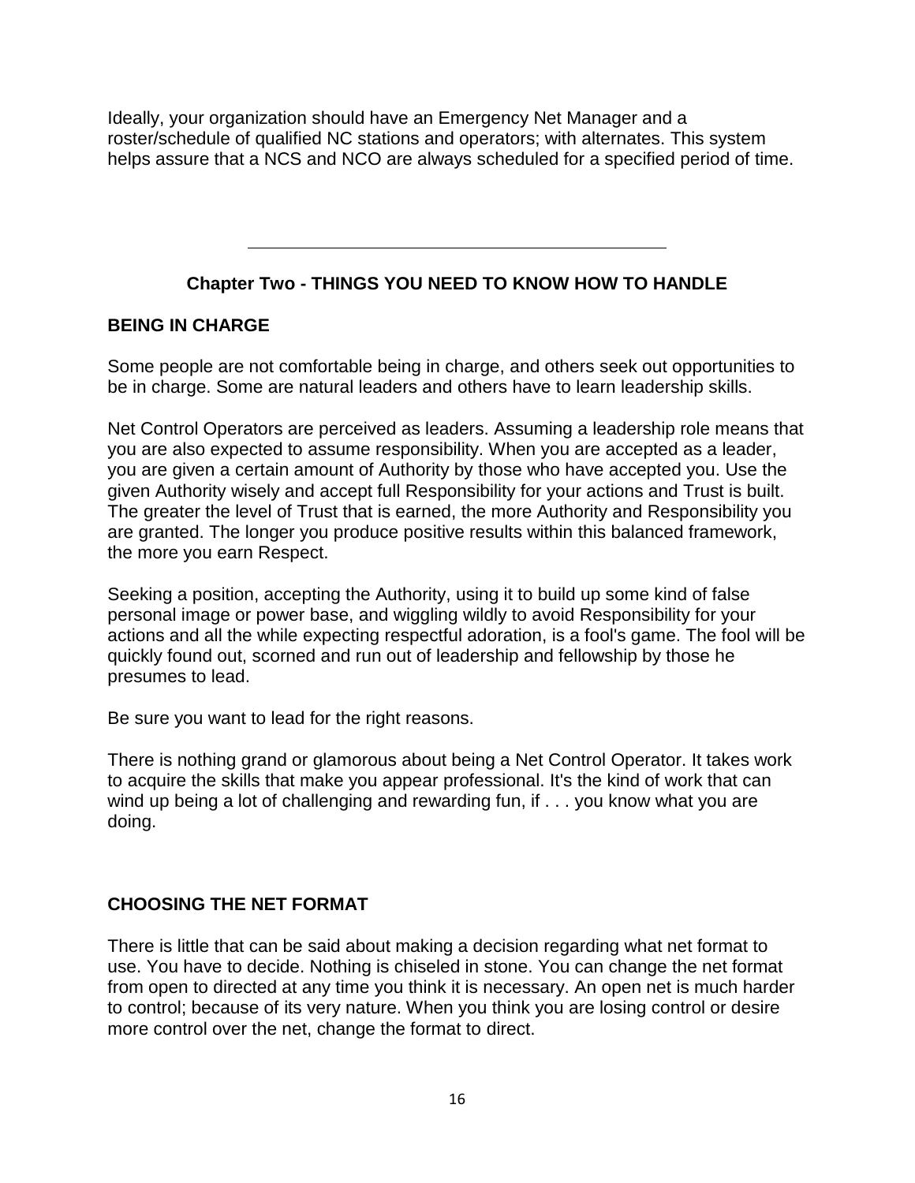Ideally, your organization should have an Emergency Net Manager and a roster/schedule of qualified NC stations and operators; with alternates. This system helps assure that a NCS and NCO are always scheduled for a specified period of time.

---

## Chapter Two - THINGS YOU NEED TO KNOW HOW TO HANDLE

### BEING IN CHARGE

Some people are not comfortable being in charge, and others seek out opportunities to be in charge. Some are natural leaders and others have to learn leadership skills.

Net Control Operators are perceived as leaders. Assuming a leadership role means that you are also expected to assume responsibility. When you are accepted as a leader, you are given a certain amount of Authority by those who have accepted you. Use the given Authority wisely and accept full Responsibility for your actions and Trust is built. The greater the level of Trust that is earned, the more Authority and Responsibility you are granted. The longer you produce positive results within this balanced framework, the more you earn Respect.

Seeking a position, accepting the Authority, using it to build up some kind of false personal image or power base, and wiggling wildly to avoid Responsibility for your actions and all the while expecting respectful adoration, is a fool's game. The fool will be quickly found out, scorned and run out of leadership and fellowship by those he presumes to lead.

Be sure you want to lead for the right reasons.

There is nothing grand or glamorous about being a Net Control Operator. It takes work to acquire the skills that make you appear professional. It's the kind of work that can wind up being a lot of challenging and rewarding fun, if . . . you know what you are doing.

### CHOOSING THE NET FORMAT

There is little that can be said about making a decision regarding what net format to use. You have to decide. Nothing is chiseled in stone. You can change the net format from open to directed at any time you think it is necessary. An open net is much harder to control; because of its very nature. When you think you are losing control or desire more control over the net, change the format to direct.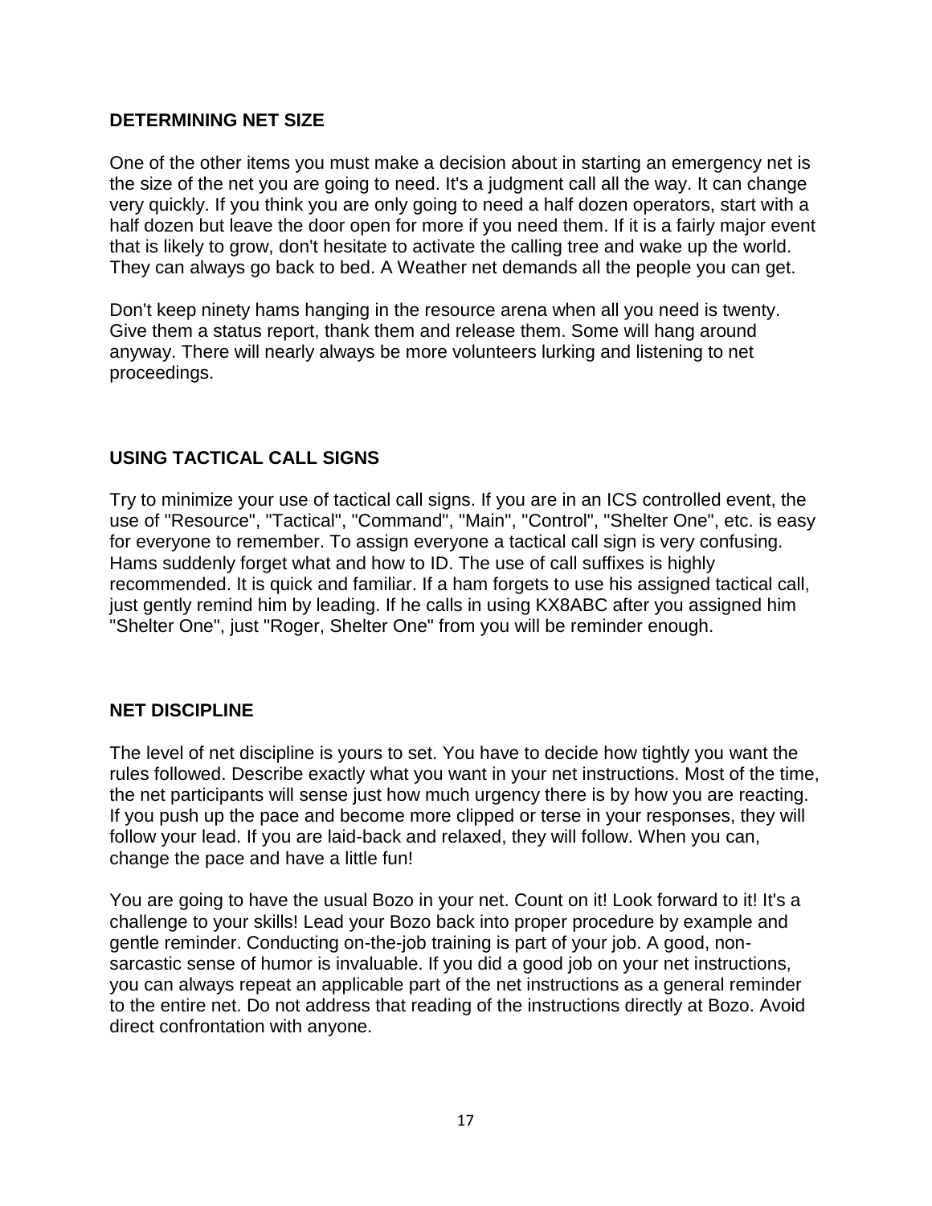## DETERMINING NET SIZE

One of the other items you must make a decision about in starting an emergency net is the size of the net you are going to need. It's a judgment call all the way. It can change very quickly. If you think you are only going to need a half dozen operators, start with a half dozen but leave the door open for more if you need them. If it is a fairly major event that is likely to grow, don't hesitate to activate the calling tree and wake up the world. They can always go back to bed. A Weather net demands all the people you can get.

Don't keep ninety hams hanging in the resource arena when all you need is twenty. Give them a status report, thank them and release them. Some will hang around anyway. There will nearly always be more volunteers lurking and listening to net proceedings.

## USING TACTICAL CALL SIGNS

Try to minimize your use of tactical call signs. If you are in an ICS controlled event, the use of "Resource", "Tactical", "Command", "Main", "Control", "Shelter One", etc. is easy for everyone to remember. To assign everyone a tactical call sign is very confusing. Hams suddenly forget what and how to ID. The use of call suffixes is highly recommended. It is quick and familiar. If a ham forgets to use his assigned tactical call, just gently remind him by leading. If he calls in using KX8ABC after you assigned him "Shelter One", just "Roger, Shelter One" from you will be reminder enough.

## NET DISCIPLINE

The level of net discipline is yours to set. You have to decide how tightly you want the rules followed. Describe exactly what you want in your net instructions. Most of the time, the net participants will sense just how much urgency there is by how you are reacting. If you push up the pace and become more clipped or terse in your responses, they will follow your lead. If you are laid-back and relaxed, they will follow. When you can, change the pace and have a little fun!

You are going to have the usual Bozo in your net. Count on it! Look forward to it! It's a challenge to your skills! Lead your Bozo back into proper procedure by example and gentle reminder. Conducting on-the-job training is part of your job. A good, non-sarcastic sense of humor is invaluable. If you did a good job on your net instructions, you can always repeat an applicable part of the net instructions as a general reminder to the entire net. Do not address that reading of the instructions directly at Bozo. Avoid direct confrontation with anyone.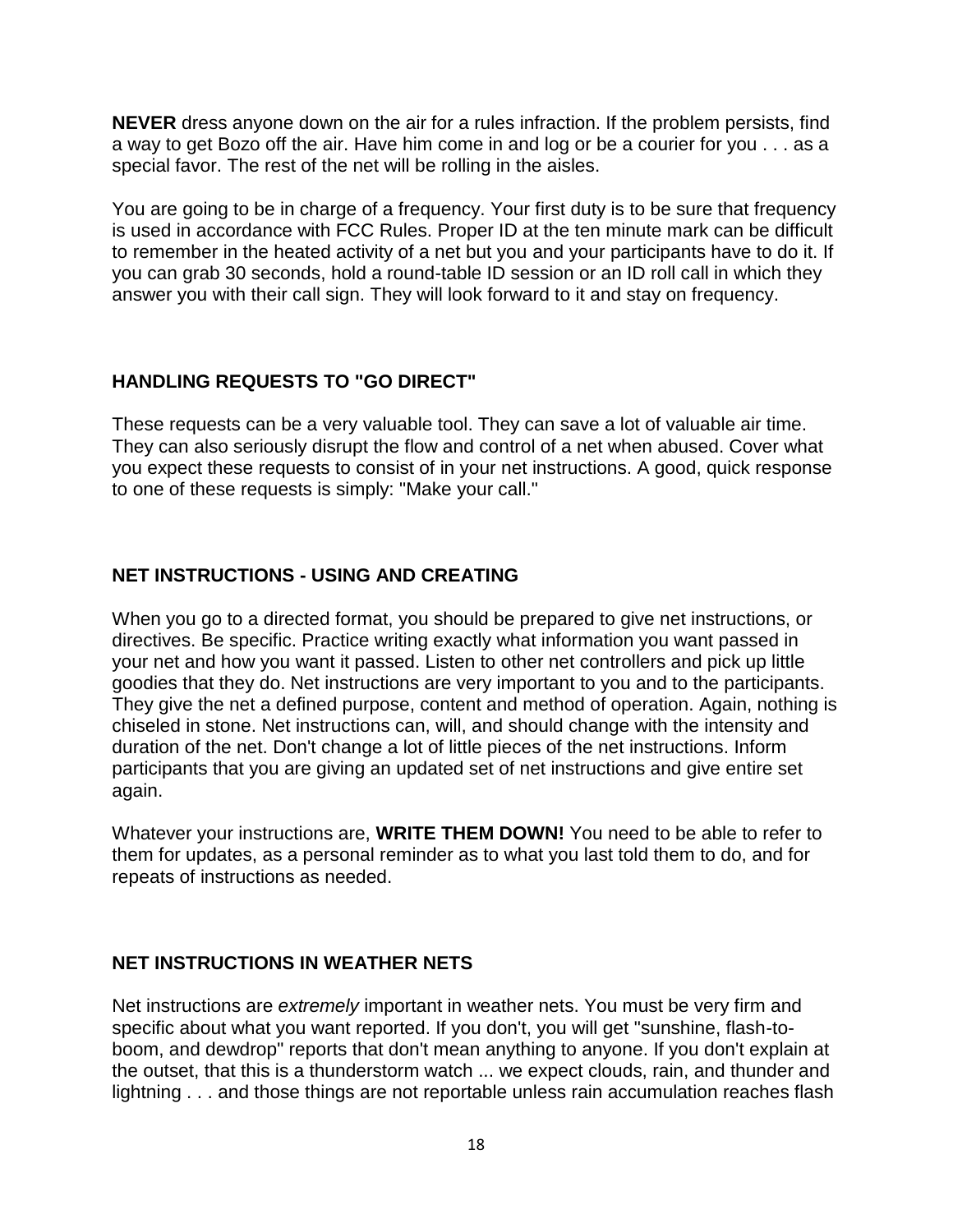**NEVER** dress anyone down on the air for a rules infraction. If the problem persists, find a way to get Bozo off the air. Have him come in and log or be a courier for you . . . as a special favor. The rest of the net will be rolling in the aisles.

You are going to be in charge of a frequency. Your first duty is to be sure that frequency is used in accordance with FCC Rules. Proper ID at the ten minute mark can be difficult to remember in the heated activity of a net but you and your participants have to do it. If you can grab 30 seconds, hold a round-table ID session or an ID roll call in which they answer you with their call sign. They will look forward to it and stay on frequency.

## HANDLING REQUESTS TO "GO DIRECT"

These requests can be a very valuable tool. They can save a lot of valuable air time. They can also seriously disrupt the flow and control of a net when abused. Cover what you expect these requests to consist of in your net instructions. A good, quick response to one of these requests is simply: "Make your call."

## NET INSTRUCTIONS - USING AND CREATING

When you go to a directed format, you should be prepared to give net instructions, or directives. Be specific. Practice writing exactly what information you want passed in your net and how you want it passed. Listen to other net controllers and pick up little goodies that they do. Net instructions are very important to you and to the participants. They give the net a defined purpose, content and method of operation. Again, nothing is chiseled in stone. Net instructions can, will, and should change with the intensity and duration of the net. Don't change a lot of little pieces of the net instructions. Inform participants that you are giving an updated set of net instructions and give entire set again.

Whatever your instructions are, **WRITE THEM DOWN!** You need to be able to refer to them for updates, as a personal reminder as to what you last told them to do, and for repeats of instructions as needed.

## NET INSTRUCTIONS IN WEATHER NETS

Net instructions are *extremely* important in weather nets. You must be very firm and specific about what you want reported. If you don't, you will get "sunshine, flash-to-boom, and dewdrop" reports that don't mean anything to anyone. If you don't explain at the outset, that this is a thunderstorm watch ... we expect clouds, rain, and thunder and lightning . . . and those things are not reportable unless rain accumulation reaches flash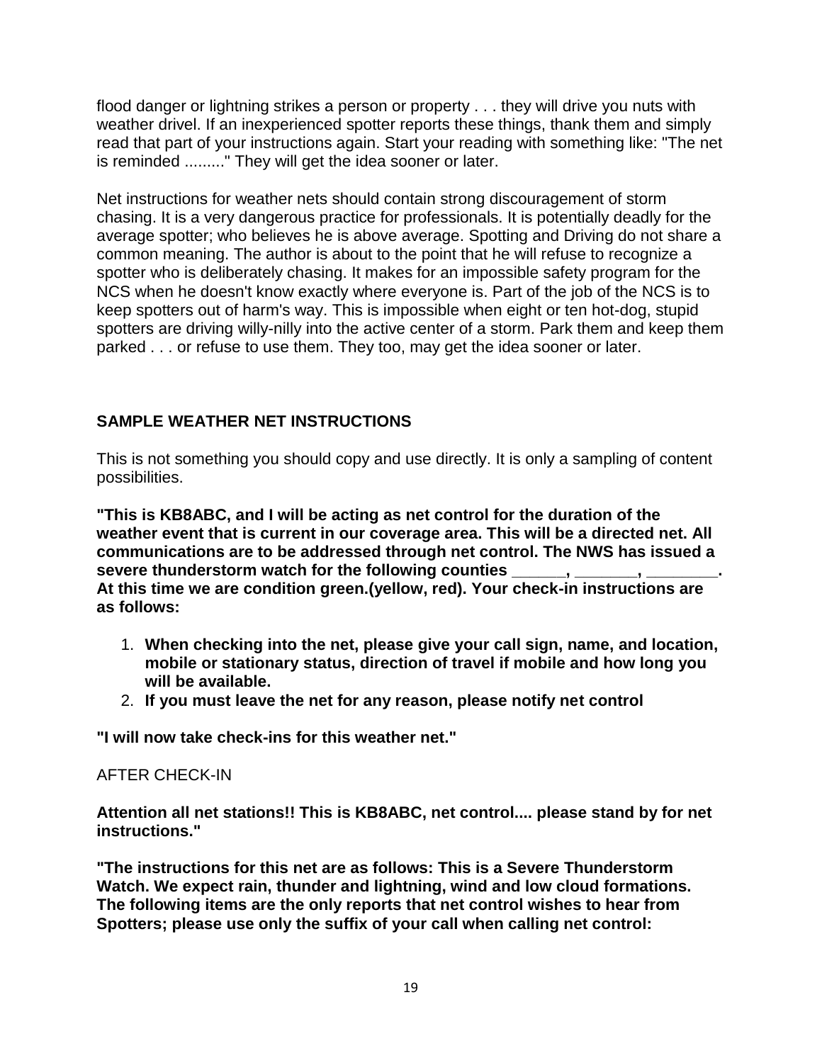flood danger or lightning strikes a person or property . . . they will drive you nuts with weather drivel. If an inexperienced spotter reports these things, thank them and simply read that part of your instructions again. Start your reading with something like: "The net is reminded ........." They will get the idea sooner or later.

Net instructions for weather nets should contain strong discouragement of storm chasing. It is a very dangerous practice for professionals. It is potentially deadly for the average spotter; who believes he is above average. Spotting and Driving do not share a common meaning. The author is about to the point that he will refuse to recognize a spotter who is deliberately chasing. It makes for an impossible safety program for the NCS when he doesn't know exactly where everyone is. Part of the job of the NCS is to keep spotters out of harm's way. This is impossible when eight or ten hot-dog, stupid spotters are driving willy-nilly into the active center of a storm. Park them and keep them parked . . . or refuse to use them. They too, may get the idea sooner or later.

## SAMPLE WEATHER NET INSTRUCTIONS

This is not something you should copy and use directly. It is only a sampling of content possibilities.

**"This is KB8ABC, and I will be acting as net control for the duration of the weather event that is current in our coverage area. This will be a directed net. All communications are to be addressed through net control. The NWS has issued a severe thunderstorm watch for the following counties ______, _______, ________. At this time we are condition green.(yellow, red). Your check-in instructions are as follows:**

1. **When checking into the net, please give your call sign, name, and location, mobile or stationary status, direction of travel if mobile and how long you will be available.**
2. **If you must leave the net for any reason, please notify net control**

**"I will now take check-ins for this weather net."**

AFTER CHECK-IN

**Attention all net stations!! This is KB8ABC, net control.... please stand by for net instructions."**

**"The instructions for this net are as follows: This is a Severe Thunderstorm Watch. We expect rain, thunder and lightning, wind and low cloud formations. The following items are the only reports that net control wishes to hear from Spotters; please use only the suffix of your call when calling net control:**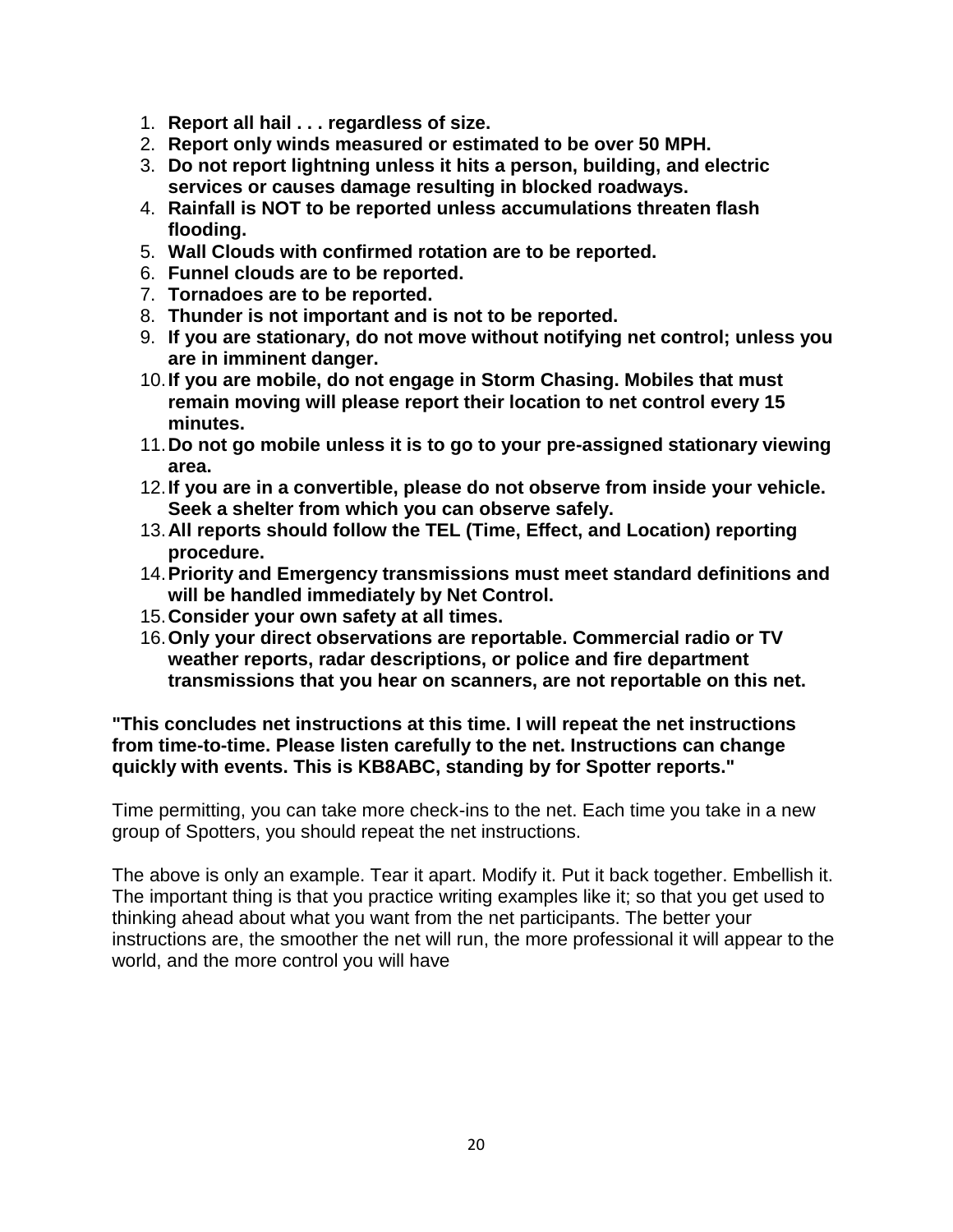1. **Report all hail . . . regardless of size.**
2. **Report only winds measured or estimated to be over 50 MPH.**
3. **Do not report lightning unless it hits a person, building, and electric services or causes damage resulting in blocked roadways.**
4. **Rainfall is NOT to be reported unless accumulations threaten flash flooding.**
5. **Wall Clouds with confirmed rotation are to be reported.**
6. **Funnel clouds are to be reported.**
7. **Tornadoes are to be reported.**
8. **Thunder is not important and is not to be reported.**
9. **If you are stationary, do not move without notifying net control; unless you are in imminent danger.**
10. **If you are mobile, do not engage in Storm Chasing. Mobiles that must remain moving will please report their location to net control every 15 minutes.**
11. **Do not go mobile unless it is to go to your pre-assigned stationary viewing area.**
12. **If you are in a convertible, please do not observe from inside your vehicle. Seek a shelter from which you can observe safely.**
13. **All reports should follow the TEL (Time, Effect, and Location) reporting procedure.**
14. **Priority and Emergency transmissions must meet standard definitions and will be handled immediately by Net Control.**
15. **Consider your own safety at all times.**
16. **Only your direct observations are reportable. Commercial radio or TV weather reports, radar descriptions, or police and fire department transmissions that you hear on scanners, are not reportable on this net.**

**"This concludes net instructions at this time. I will repeat the net instructions from time-to-time. Please listen carefully to the net. Instructions can change quickly with events. This is KB8ABC, standing by for Spotter reports."**

Time permitting, you can take more check-ins to the net. Each time you take in a new group of Spotters, you should repeat the net instructions.

The above is only an example. Tear it apart. Modify it. Put it back together. Embellish it. The important thing is that you practice writing examples like it; so that you get used to thinking ahead about what you want from the net participants. The better your instructions are, the smoother the net will run, the more professional it will appear to the world, and the more control you will have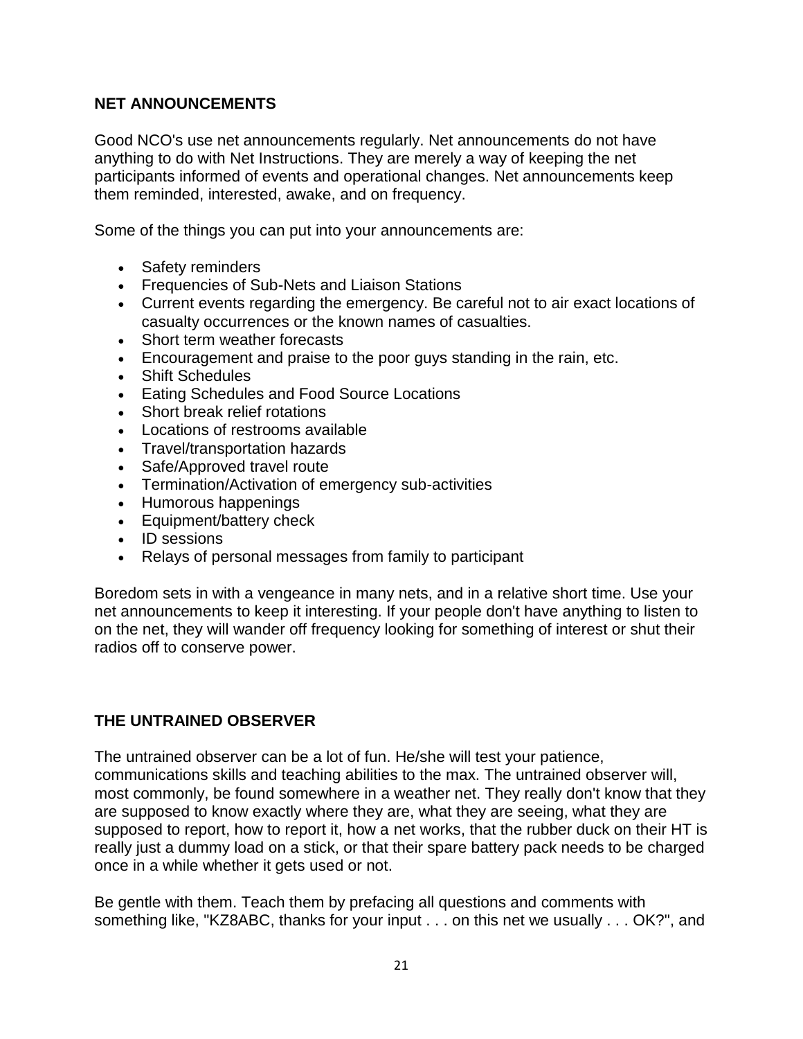## NET ANNOUNCEMENTS

Good NCO's use net announcements regularly. Net announcements do not have anything to do with Net Instructions. They are merely a way of keeping the net participants informed of events and operational changes. Net announcements keep them reminded, interested, awake, and on frequency.

Some of the things you can put into your announcements are:

- Safety reminders
- Frequencies of Sub-Nets and Liaison Stations
- Current events regarding the emergency. Be careful not to air exact locations of casualty occurrences or the known names of casualties.
- Short term weather forecasts
- Encouragement and praise to the poor guys standing in the rain, etc.
- Shift Schedules
- Eating Schedules and Food Source Locations
- Short break relief rotations
- Locations of restrooms available
- Travel/transportation hazards
- Safe/Approved travel route
- Termination/Activation of emergency sub-activities
- Humorous happenings
- Equipment/battery check
- ID sessions
- Relays of personal messages from family to participant

Boredom sets in with a vengeance in many nets, and in a relative short time. Use your net announcements to keep it interesting. If your people don't have anything to listen to on the net, they will wander off frequency looking for something of interest or shut their radios off to conserve power.

## THE UNTRAINED OBSERVER

The untrained observer can be a lot of fun. He/she will test your patience, communications skills and teaching abilities to the max. The untrained observer will, most commonly, be found somewhere in a weather net. They really don't know that they are supposed to know exactly where they are, what they are seeing, what they are supposed to report, how to report it, how a net works, that the rubber duck on their HT is really just a dummy load on a stick, or that their spare battery pack needs to be charged once in a while whether it gets used or not.

Be gentle with them. Teach them by prefacing all questions and comments with something like, "KZ8ABC, thanks for your input . . . on this net we usually . . . OK?", and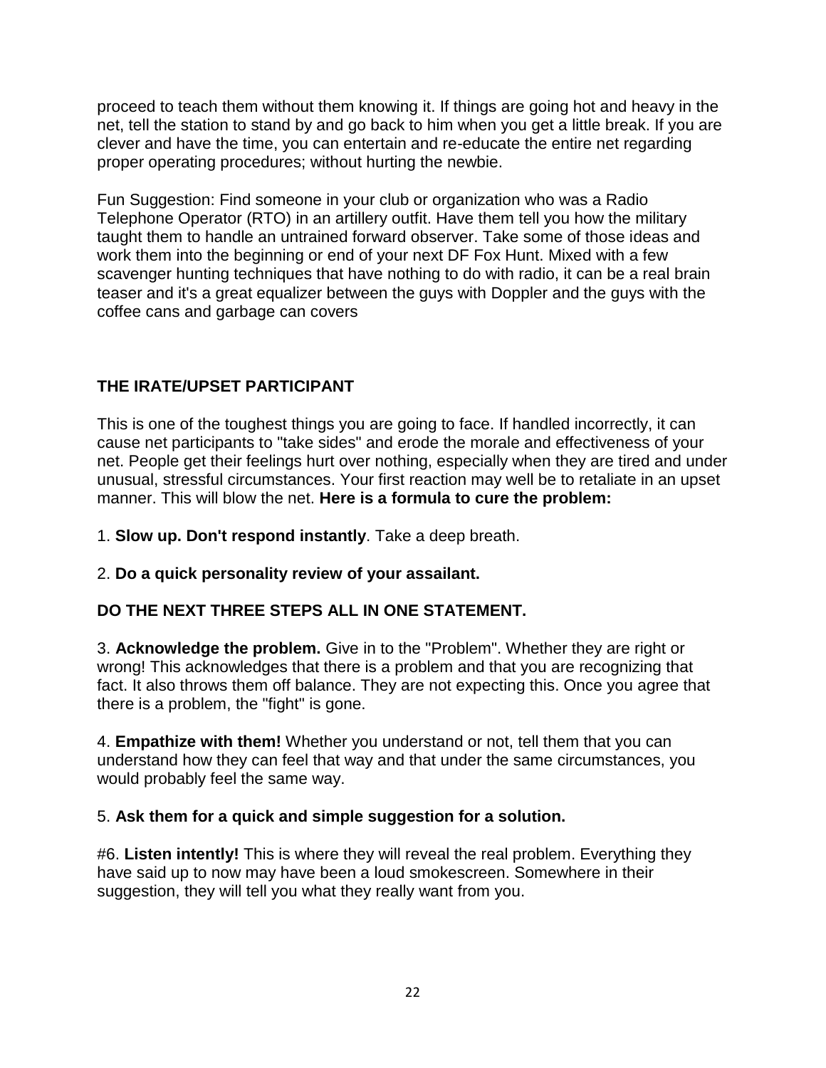proceed to teach them without them knowing it. If things are going hot and heavy in the net, tell the station to stand by and go back to him when you get a little break. If you are clever and have the time, you can entertain and re-educate the entire net regarding proper operating procedures; without hurting the newbie.

Fun Suggestion: Find someone in your club or organization who was a Radio Telephone Operator (RTO) in an artillery outfit. Have them tell you how the military taught them to handle an untrained forward observer. Take some of those ideas and work them into the beginning or end of your next DF Fox Hunt. Mixed with a few scavenger hunting techniques that have nothing to do with radio, it can be a real brain teaser and it's a great equalizer between the guys with Doppler and the guys with the coffee cans and garbage can covers

## THE IRATE/UPSET PARTICIPANT

This is one of the toughest things you are going to face. If handled incorrectly, it can cause net participants to "take sides" and erode the morale and effectiveness of your net. People get their feelings hurt over nothing, especially when they are tired and under unusual, stressful circumstances. Your first reaction may well be to retaliate in an upset manner. This will blow the net. **Here is a formula to cure the problem:**

1. **Slow up. Don't respond instantly**. Take a deep breath.

2. **Do a quick personality review of your assailant.**

**DO THE NEXT THREE STEPS ALL IN ONE STATEMENT.**

3. **Acknowledge the problem.** Give in to the "Problem". Whether they are right or wrong! This acknowledges that there is a problem and that you are recognizing that fact. It also throws them off balance. They are not expecting this. Once you agree that there is a problem, the "fight" is gone.

4. **Empathize with them!** Whether you understand or not, tell them that you can understand how they can feel that way and that under the same circumstances, you would probably feel the same way.

5. **Ask them for a quick and simple suggestion for a solution.**

#6. **Listen intently!** This is where they will reveal the real problem. Everything they have said up to now may have been a loud smokescreen. Somewhere in their suggestion, they will tell you what they really want from you.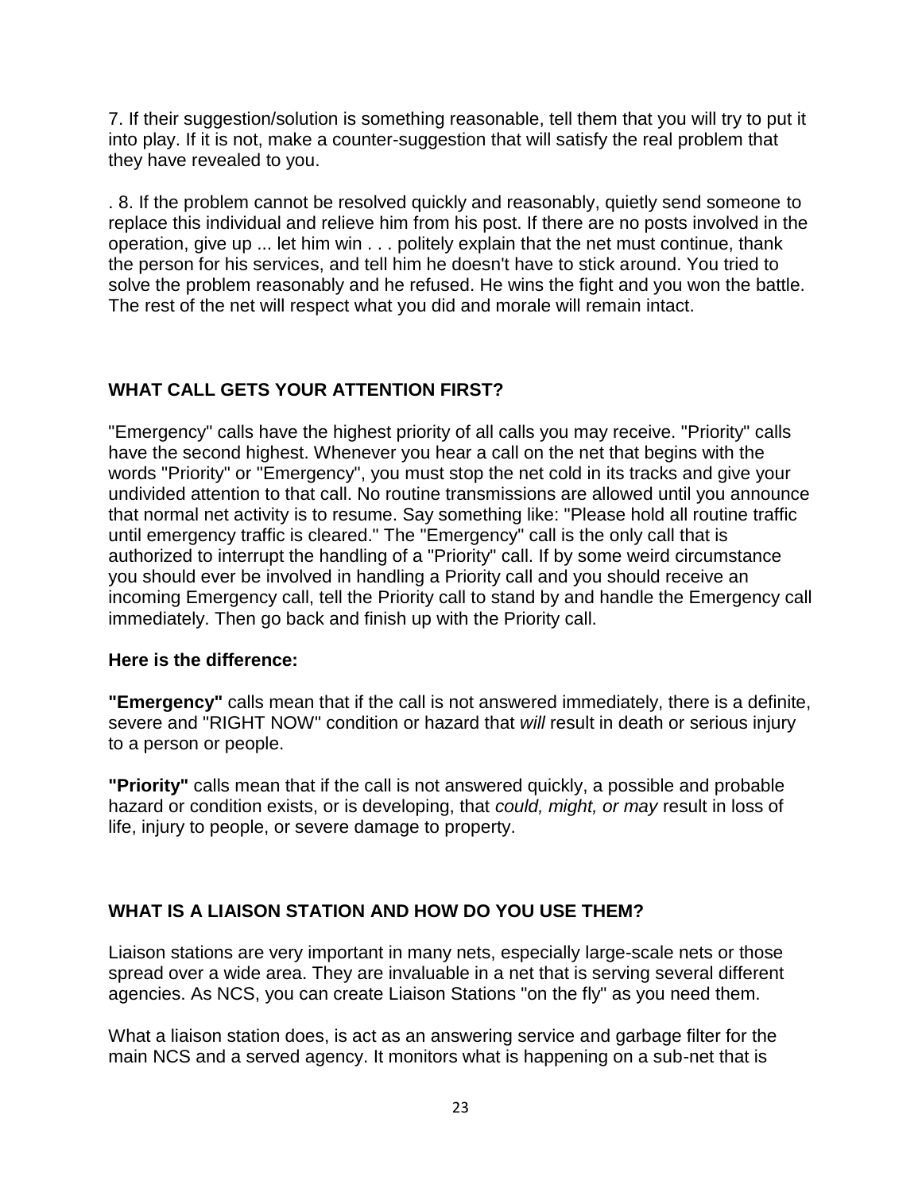7. If their suggestion/solution is something reasonable, tell them that you will try to put it into play. If it is not, make a counter-suggestion that will satisfy the real problem that they have revealed to you.

. 8. If the problem cannot be resolved quickly and reasonably, quietly send someone to replace this individual and relieve him from his post. If there are no posts involved in the operation, give up ... let him win . . . politely explain that the net must continue, thank the person for his services, and tell him he doesn't have to stick around. You tried to solve the problem reasonably and he refused. He wins the fight and you won the battle. The rest of the net will respect what you did and morale will remain intact.

## WHAT CALL GETS YOUR ATTENTION FIRST?

"Emergency" calls have the highest priority of all calls you may receive. "Priority" calls have the second highest. Whenever you hear a call on the net that begins with the words "Priority" or "Emergency", you must stop the net cold in its tracks and give your undivided attention to that call. No routine transmissions are allowed until you announce that normal net activity is to resume. Say something like: "Please hold all routine traffic until emergency traffic is cleared." The "Emergency" call is the only call that is authorized to interrupt the handling of a "Priority" call. If by some weird circumstance you should ever be involved in handling a Priority call and you should receive an incoming Emergency call, tell the Priority call to stand by and handle the Emergency call immediately. Then go back and finish up with the Priority call.

**Here is the difference:**

**"Emergency"** calls mean that if the call is not answered immediately, there is a definite, severe and "RIGHT NOW" condition or hazard that *will* result in death or serious injury to a person or people.

**"Priority"** calls mean that if the call is not answered quickly, a possible and probable hazard or condition exists, or is developing, that *could, might, or may* result in loss of life, injury to people, or severe damage to property.

## WHAT IS A LIAISON STATION AND HOW DO YOU USE THEM?

Liaison stations are very important in many nets, especially large-scale nets or those spread over a wide area. They are invaluable in a net that is serving several different agencies. As NCS, you can create Liaison Stations "on the fly" as you need them.

What a liaison station does, is act as an answering service and garbage filter for the main NCS and a served agency. It monitors what is happening on a sub-net that is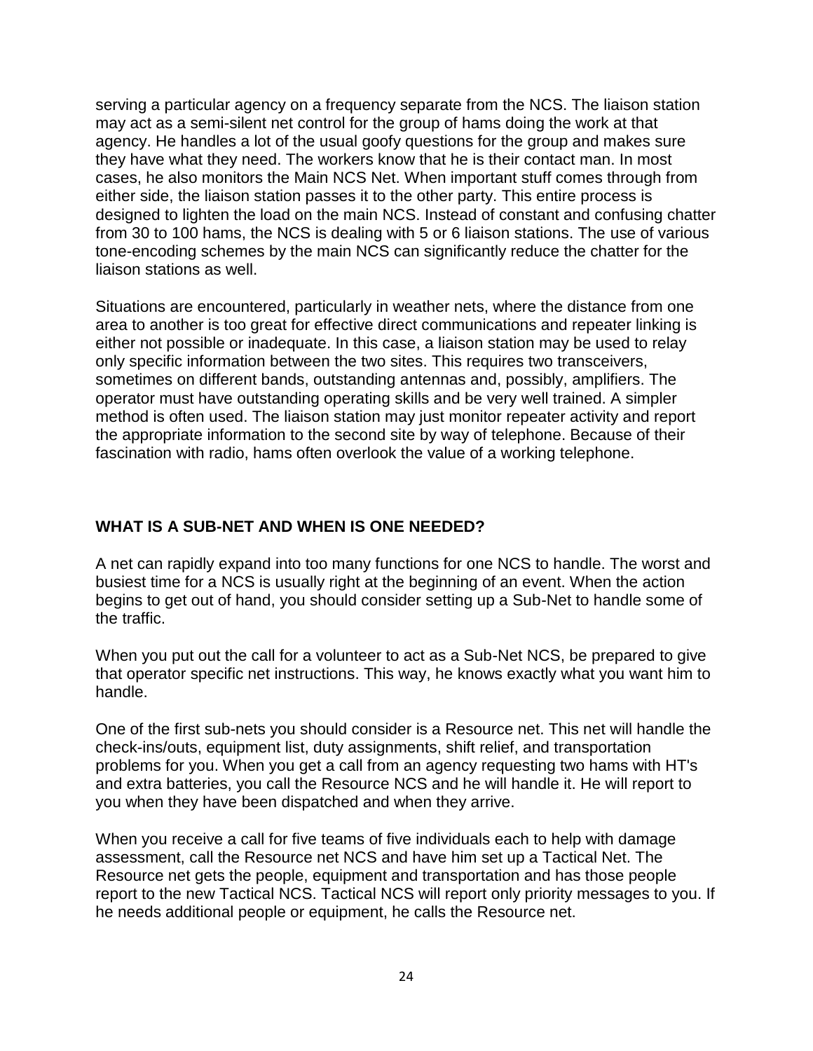serving a particular agency on a frequency separate from the NCS. The liaison station may act as a semi-silent net control for the group of hams doing the work at that agency. He handles a lot of the usual goofy questions for the group and makes sure they have what they need. The workers know that he is their contact man. In most cases, he also monitors the Main NCS Net. When important stuff comes through from either side, the liaison station passes it to the other party. This entire process is designed to lighten the load on the main NCS. Instead of constant and confusing chatter from 30 to 100 hams, the NCS is dealing with 5 or 6 liaison stations. The use of various tone-encoding schemes by the main NCS can significantly reduce the chatter for the liaison stations as well.

Situations are encountered, particularly in weather nets, where the distance from one area to another is too great for effective direct communications and repeater linking is either not possible or inadequate. In this case, a liaison station may be used to relay only specific information between the two sites. This requires two transceivers, sometimes on different bands, outstanding antennas and, possibly, amplifiers. The operator must have outstanding operating skills and be very well trained. A simpler method is often used. The liaison station may just monitor repeater activity and report the appropriate information to the second site by way of telephone. Because of their fascination with radio, hams often overlook the value of a working telephone.

### WHAT IS A SUB-NET AND WHEN IS ONE NEEDED?

A net can rapidly expand into too many functions for one NCS to handle. The worst and busiest time for a NCS is usually right at the beginning of an event. When the action begins to get out of hand, you should consider setting up a Sub-Net to handle some of the traffic.

When you put out the call for a volunteer to act as a Sub-Net NCS, be prepared to give that operator specific net instructions. This way, he knows exactly what you want him to handle.

One of the first sub-nets you should consider is a Resource net. This net will handle the check-ins/outs, equipment list, duty assignments, shift relief, and transportation problems for you. When you get a call from an agency requesting two hams with HT's and extra batteries, you call the Resource NCS and he will handle it. He will report to you when they have been dispatched and when they arrive.

When you receive a call for five teams of five individuals each to help with damage assessment, call the Resource net NCS and have him set up a Tactical Net. The Resource net gets the people, equipment and transportation and has those people report to the new Tactical NCS. Tactical NCS will report only priority messages to you. If he needs additional people or equipment, he calls the Resource net.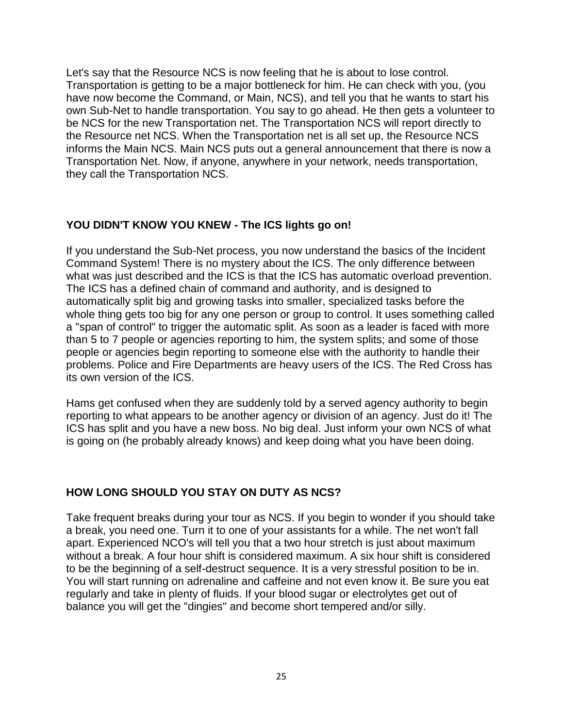Let's say that the Resource NCS is now feeling that he is about to lose control. Transportation is getting to be a major bottleneck for him. He can check with you, (you have now become the Command, or Main, NCS), and tell you that he wants to start his own Sub-Net to handle transportation. You say to go ahead. He then gets a volunteer to be NCS for the new Transportation net. The Transportation NCS will report directly to the Resource net NCS. When the Transportation net is all set up, the Resource NCS informs the Main NCS. Main NCS puts out a general announcement that there is now a Transportation Net. Now, if anyone, anywhere in your network, needs transportation, they call the Transportation NCS.

## YOU DIDN'T KNOW YOU KNEW - The ICS lights go on!

If you understand the Sub-Net process, you now understand the basics of the Incident Command System! There is no mystery about the ICS. The only difference between what was just described and the ICS is that the ICS has automatic overload prevention. The ICS has a defined chain of command and authority, and is designed to automatically split big and growing tasks into smaller, specialized tasks before the whole thing gets too big for any one person or group to control. It uses something called a "span of control" to trigger the automatic split. As soon as a leader is faced with more than 5 to 7 people or agencies reporting to him, the system splits; and some of those people or agencies begin reporting to someone else with the authority to handle their problems. Police and Fire Departments are heavy users of the ICS. The Red Cross has its own version of the ICS.

Hams get confused when they are suddenly told by a served agency authority to begin reporting to what appears to be another agency or division of an agency. Just do it! The ICS has split and you have a new boss. No big deal. Just inform your own NCS of what is going on (he probably already knows) and keep doing what you have been doing.

## HOW LONG SHOULD YOU STAY ON DUTY AS NCS?

Take frequent breaks during your tour as NCS. If you begin to wonder if you should take a break, you need one. Turn it to one of your assistants for a while. The net won't fall apart. Experienced NCO's will tell you that a two hour stretch is just about maximum without a break. A four hour shift is considered maximum. A six hour shift is considered to be the beginning of a self-destruct sequence. It is a very stressful position to be in. You will start running on adrenaline and caffeine and not even know it. Be sure you eat regularly and take in plenty of fluids. If your blood sugar or electrolytes get out of balance you will get the "dingies" and become short tempered and/or silly.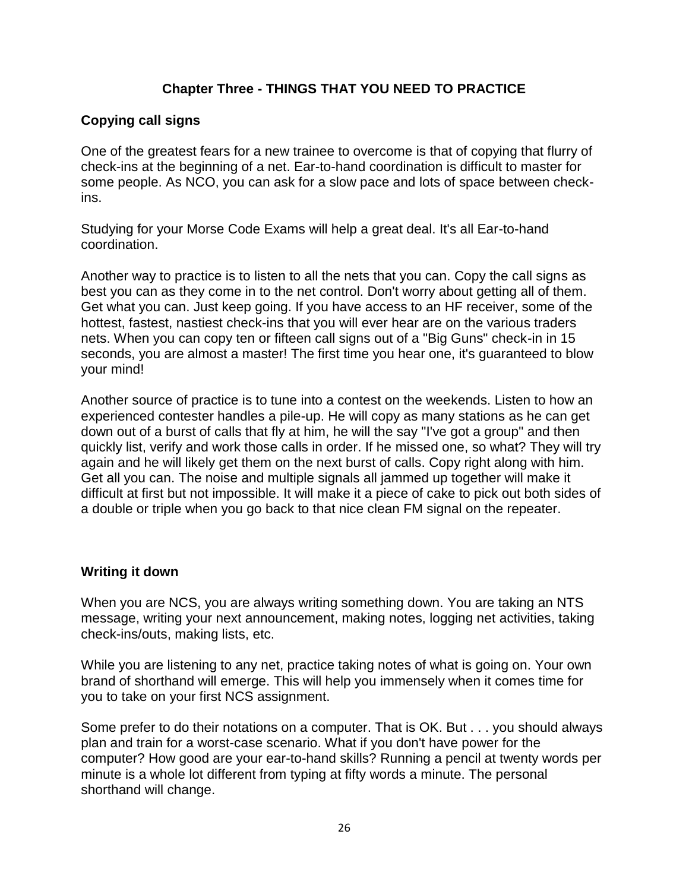## Chapter Three - THINGS THAT YOU NEED TO PRACTICE

### Copying call signs

One of the greatest fears for a new trainee to overcome is that of copying that flurry of check-ins at the beginning of a net. Ear-to-hand coordination is difficult to master for some people. As NCO, you can ask for a slow pace and lots of space between check-ins.

Studying for your Morse Code Exams will help a great deal. It's all Ear-to-hand coordination.

Another way to practice is to listen to all the nets that you can. Copy the call signs as best you can as they come in to the net control. Don't worry about getting all of them. Get what you can. Just keep going. If you have access to an HF receiver, some of the hottest, fastest, nastiest check-ins that you will ever hear are on the various traders nets. When you can copy ten or fifteen call signs out of a "Big Guns" check-in in 15 seconds, you are almost a master! The first time you hear one, it's guaranteed to blow your mind!

Another source of practice is to tune into a contest on the weekends. Listen to how an experienced contester handles a pile-up. He will copy as many stations as he can get down out of a burst of calls that fly at him, he will the say "I've got a group" and then quickly list, verify and work those calls in order. If he missed one, so what? They will try again and he will likely get them on the next burst of calls. Copy right along with him. Get all you can. The noise and multiple signals all jammed up together will make it difficult at first but not impossible. It will make it a piece of cake to pick out both sides of a double or triple when you go back to that nice clean FM signal on the repeater.

### Writing it down

When you are NCS, you are always writing something down. You are taking an NTS message, writing your next announcement, making notes, logging net activities, taking check-ins/outs, making lists, etc.

While you are listening to any net, practice taking notes of what is going on. Your own brand of shorthand will emerge. This will help you immensely when it comes time for you to take on your first NCS assignment.

Some prefer to do their notations on a computer. That is OK. But . . . you should always plan and train for a worst-case scenario. What if you don't have power for the computer? How good are your ear-to-hand skills? Running a pencil at twenty words per minute is a whole lot different from typing at fifty words a minute. The personal shorthand will change.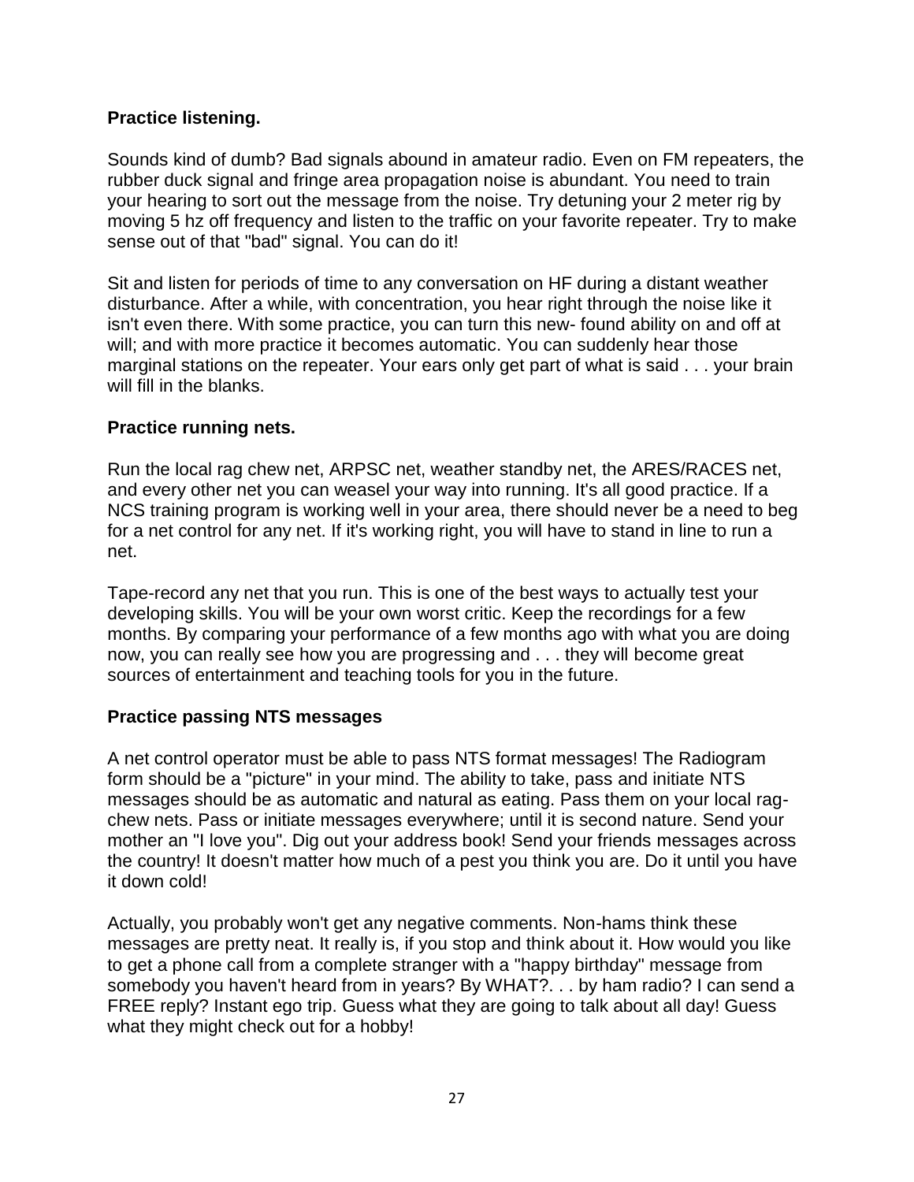**Practice listening.**

Sounds kind of dumb? Bad signals abound in amateur radio. Even on FM repeaters, the rubber duck signal and fringe area propagation noise is abundant. You need to train your hearing to sort out the message from the noise. Try detuning your 2 meter rig by moving 5 hz off frequency and listen to the traffic on your favorite repeater. Try to make sense out of that "bad" signal. You can do it!

Sit and listen for periods of time to any conversation on HF during a distant weather disturbance. After a while, with concentration, you hear right through the noise like it isn't even there. With some practice, you can turn this new- found ability on and off at will; and with more practice it becomes automatic. You can suddenly hear those marginal stations on the repeater. Your ears only get part of what is said . . . your brain will fill in the blanks.

**Practice running nets.**

Run the local rag chew net, ARPSC net, weather standby net, the ARES/RACES net, and every other net you can weasel your way into running. It's all good practice. If a NCS training program is working well in your area, there should never be a need to beg for a net control for any net. If it's working right, you will have to stand in line to run a net.

Tape-record any net that you run. This is one of the best ways to actually test your developing skills. You will be your own worst critic. Keep the recordings for a few months. By comparing your performance of a few months ago with what you are doing now, you can really see how you are progressing and . . . they will become great sources of entertainment and teaching tools for you in the future.

**Practice passing NTS messages**

A net control operator must be able to pass NTS format messages! The Radiogram form should be a "picture" in your mind. The ability to take, pass and initiate NTS messages should be as automatic and natural as eating. Pass them on your local rag-chew nets. Pass or initiate messages everywhere; until it is second nature. Send your mother an "I love you". Dig out your address book! Send your friends messages across the country! It doesn't matter how much of a pest you think you are. Do it until you have it down cold!

Actually, you probably won't get any negative comments. Non-hams think these messages are pretty neat. It really is, if you stop and think about it. How would you like to get a phone call from a complete stranger with a "happy birthday" message from somebody you haven't heard from in years? By WHAT?. . . by ham radio? I can send a FREE reply? Instant ego trip. Guess what they are going to talk about all day! Guess what they might check out for a hobby!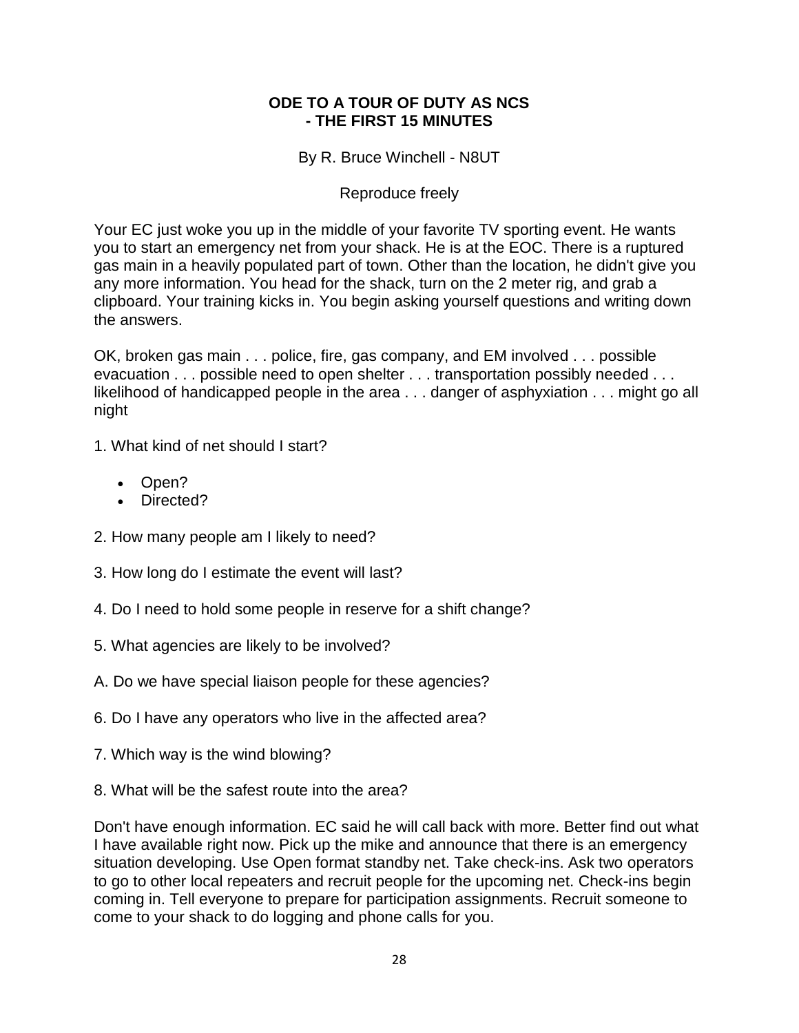## ODE TO A TOUR OF DUTY AS NCS
## - THE FIRST 15 MINUTES

By R. Bruce Winchell - N8UT

Reproduce freely

Your EC just woke you up in the middle of your favorite TV sporting event. He wants you to start an emergency net from your shack. He is at the EOC. There is a ruptured gas main in a heavily populated part of town. Other than the location, he didn't give you any more information. You head for the shack, turn on the 2 meter rig, and grab a clipboard. Your training kicks in. You begin asking yourself questions and writing down the answers.

OK, broken gas main . . . police, fire, gas company, and EM involved . . . possible evacuation . . . possible need to open shelter . . . transportation possibly needed . . . likelihood of handicapped people in the area . . . danger of asphyxiation . . . might go all night

1. What kind of net should I start?

- Open?
- Directed?

2. How many people am I likely to need?

3. How long do I estimate the event will last?

4. Do I need to hold some people in reserve for a shift change?

5. What agencies are likely to be involved?

A. Do we have special liaison people for these agencies?

6. Do I have any operators who live in the affected area?

7. Which way is the wind blowing?

8. What will be the safest route into the area?

Don't have enough information. EC said he will call back with more. Better find out what I have available right now. Pick up the mike and announce that there is an emergency situation developing. Use Open format standby net. Take check-ins. Ask two operators to go to other local repeaters and recruit people for the upcoming net. Check-ins begin coming in. Tell everyone to prepare for participation assignments. Recruit someone to come to your shack to do logging and phone calls for you.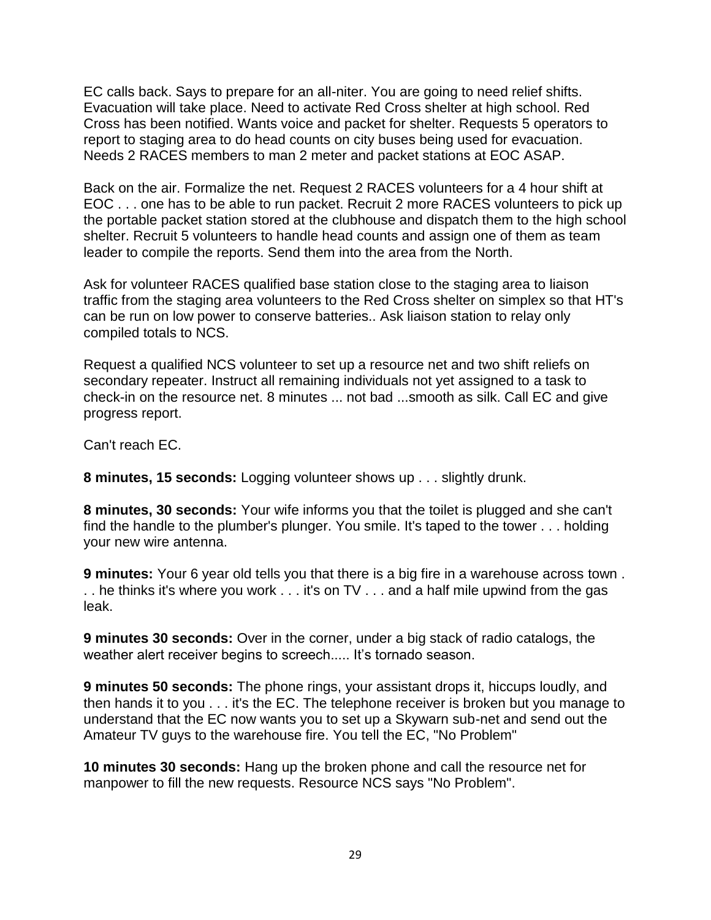EC calls back. Says to prepare for an all-niter. You are going to need relief shifts. Evacuation will take place. Need to activate Red Cross shelter at high school. Red Cross has been notified. Wants voice and packet for shelter. Requests 5 operators to report to staging area to do head counts on city buses being used for evacuation. Needs 2 RACES members to man 2 meter and packet stations at EOC ASAP.

Back on the air. Formalize the net. Request 2 RACES volunteers for a 4 hour shift at EOC . . . one has to be able to run packet. Recruit 2 more RACES volunteers to pick up the portable packet station stored at the clubhouse and dispatch them to the high school shelter. Recruit 5 volunteers to handle head counts and assign one of them as team leader to compile the reports. Send them into the area from the North.

Ask for volunteer RACES qualified base station close to the staging area to liaison traffic from the staging area volunteers to the Red Cross shelter on simplex so that HT's can be run on low power to conserve batteries.. Ask liaison station to relay only compiled totals to NCS.

Request a qualified NCS volunteer to set up a resource net and two shift reliefs on secondary repeater. Instruct all remaining individuals not yet assigned to a task to check-in on the resource net. 8 minutes ... not bad ...smooth as silk. Call EC and give progress report.

Can't reach EC.

**8 minutes, 15 seconds:** Logging volunteer shows up . . . slightly drunk.

**8 minutes, 30 seconds:** Your wife informs you that the toilet is plugged and she can't find the handle to the plumber's plunger. You smile. It's taped to the tower . . . holding your new wire antenna.

**9 minutes:** Your 6 year old tells you that there is a big fire in a warehouse across town . . . he thinks it's where you work . . . it's on TV . . . and a half mile upwind from the gas leak.

**9 minutes 30 seconds:** Over in the corner, under a big stack of radio catalogs, the weather alert receiver begins to screech..... It's tornado season.

**9 minutes 50 seconds:** The phone rings, your assistant drops it, hiccups loudly, and then hands it to you . . . it's the EC. The telephone receiver is broken but you manage to understand that the EC now wants you to set up a Skywarn sub-net and send out the Amateur TV guys to the warehouse fire. You tell the EC, "No Problem"

**10 minutes 30 seconds:** Hang up the broken phone and call the resource net for manpower to fill the new requests. Resource NCS says "No Problem".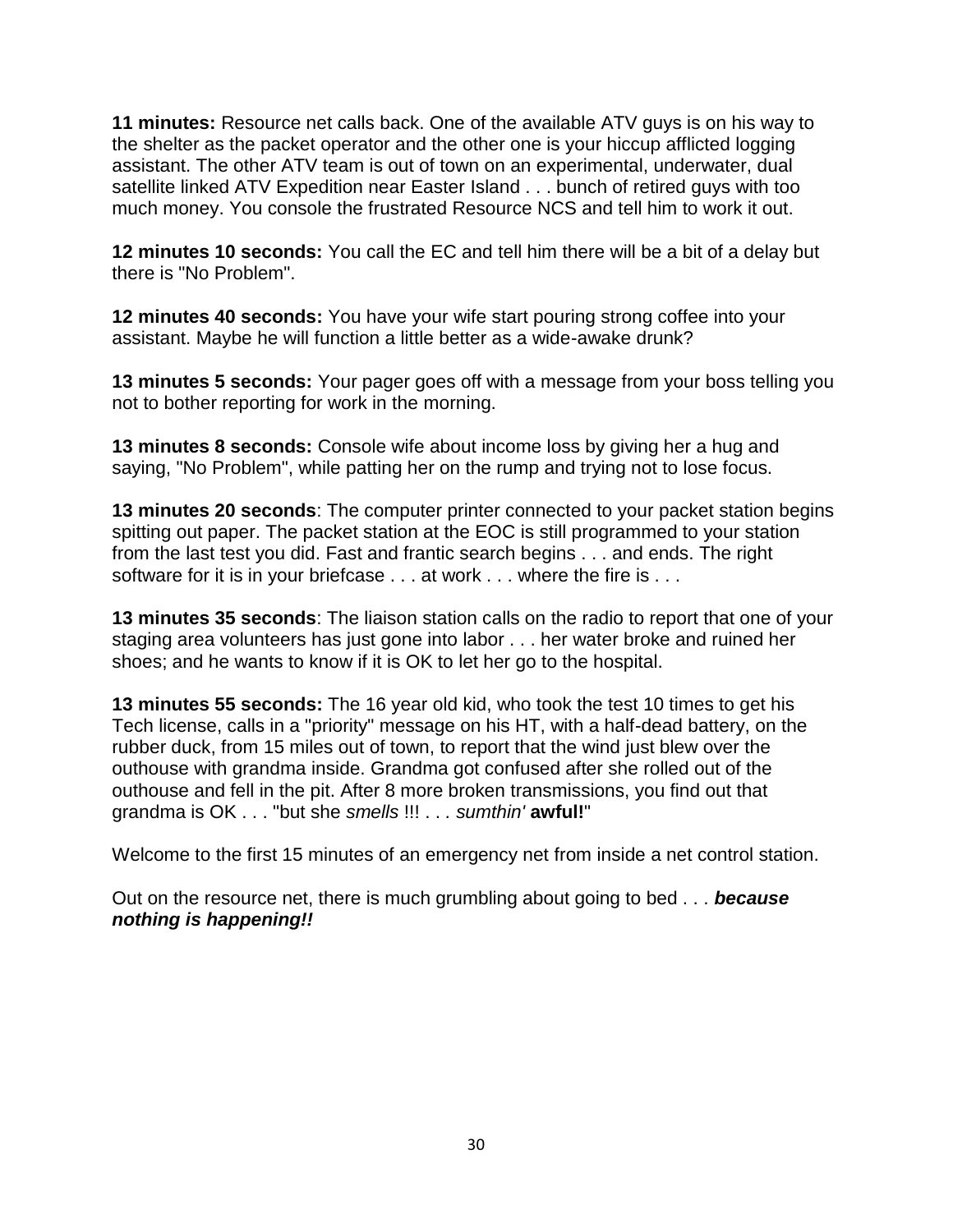**11 minutes:** Resource net calls back. One of the available ATV guys is on his way to the shelter as the packet operator and the other one is your hiccup afflicted logging assistant. The other ATV team is out of town on an experimental, underwater, dual satellite linked ATV Expedition near Easter Island . . . bunch of retired guys with too much money. You console the frustrated Resource NCS and tell him to work it out.

**12 minutes 10 seconds:** You call the EC and tell him there will be a bit of a delay but there is "No Problem".

**12 minutes 40 seconds:** You have your wife start pouring strong coffee into your assistant. Maybe he will function a little better as a wide-awake drunk?

**13 minutes 5 seconds:** Your pager goes off with a message from your boss telling you not to bother reporting for work in the morning.

**13 minutes 8 seconds:** Console wife about income loss by giving her a hug and saying, "No Problem", while patting her on the rump and trying not to lose focus.

**13 minutes 20 seconds**: The computer printer connected to your packet station begins spitting out paper. The packet station at the EOC is still programmed to your station from the last test you did. Fast and frantic search begins . . . and ends. The right software for it is in your briefcase . . . at work . . . where the fire is . . .

**13 minutes 35 seconds**: The liaison station calls on the radio to report that one of your staging area volunteers has just gone into labor . . . her water broke and ruined her shoes; and he wants to know if it is OK to let her go to the hospital.

**13 minutes 55 seconds:** The 16 year old kid, who took the test 10 times to get his Tech license, calls in a "priority" message on his HT, with a half-dead battery, on the rubber duck, from 15 miles out of town, to report that the wind just blew over the outhouse with grandma inside. Grandma got confused after she rolled out of the outhouse and fell in the pit. After 8 more broken transmissions, you find out that grandma is OK . . . "but she *smells* !!! . . . *sumthin'* **awful!**"

Welcome to the first 15 minutes of an emergency net from inside a net control station.

Out on the resource net, there is much grumbling about going to bed . . . ***because nothing is happening!!***